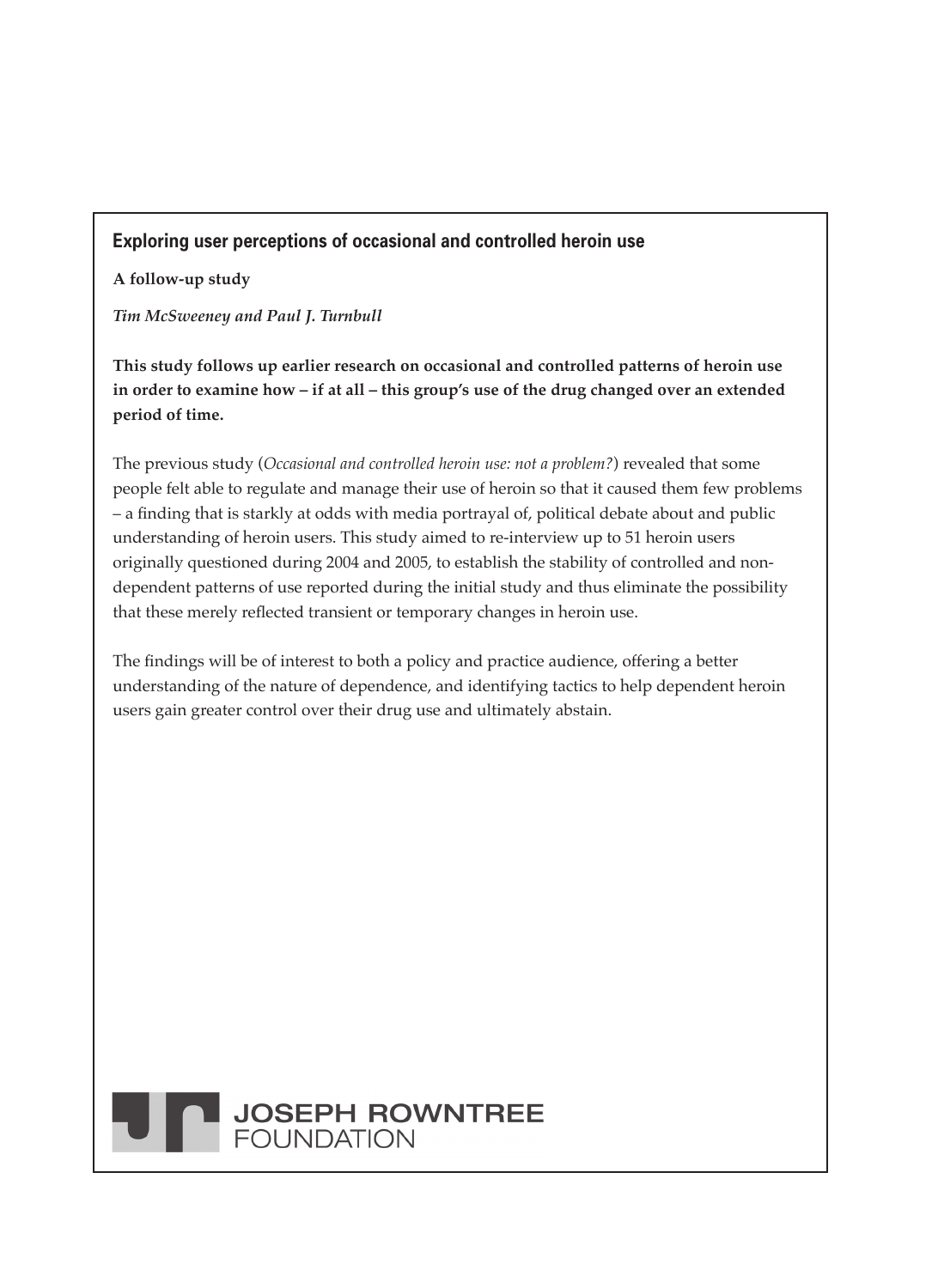## Exploring user perceptions of occasional and controlled heroin use

**A follow-up study**

***Tim McSweeney and Paul J. Turnbull***

**This study follows up earlier research on occasional and controlled patterns of heroin use in order to examine how – if at all – this group's use of the drug changed over an extended period of time.**

The previous study (*Occasional and controlled heroin use: not a problem?*) revealed that some people felt able to regulate and manage their use of heroin so that it caused them few problems – a finding that is starkly at odds with media portrayal of, political debate about and public understanding of heroin users. This study aimed to re-interview up to 51 heroin users originally questioned during 2004 and 2005, to establish the stability of controlled and non-dependent patterns of use reported during the initial study and thus eliminate the possibility that these merely reflected transient or temporary changes in heroin use.

The findings will be of interest to both a policy and practice audience, offering a better understanding of the nature of dependence, and identifying tactics to help dependent heroin users gain greater control over their drug use and ultimately abstain.

JOSEPH ROWNTREE FOUNDATION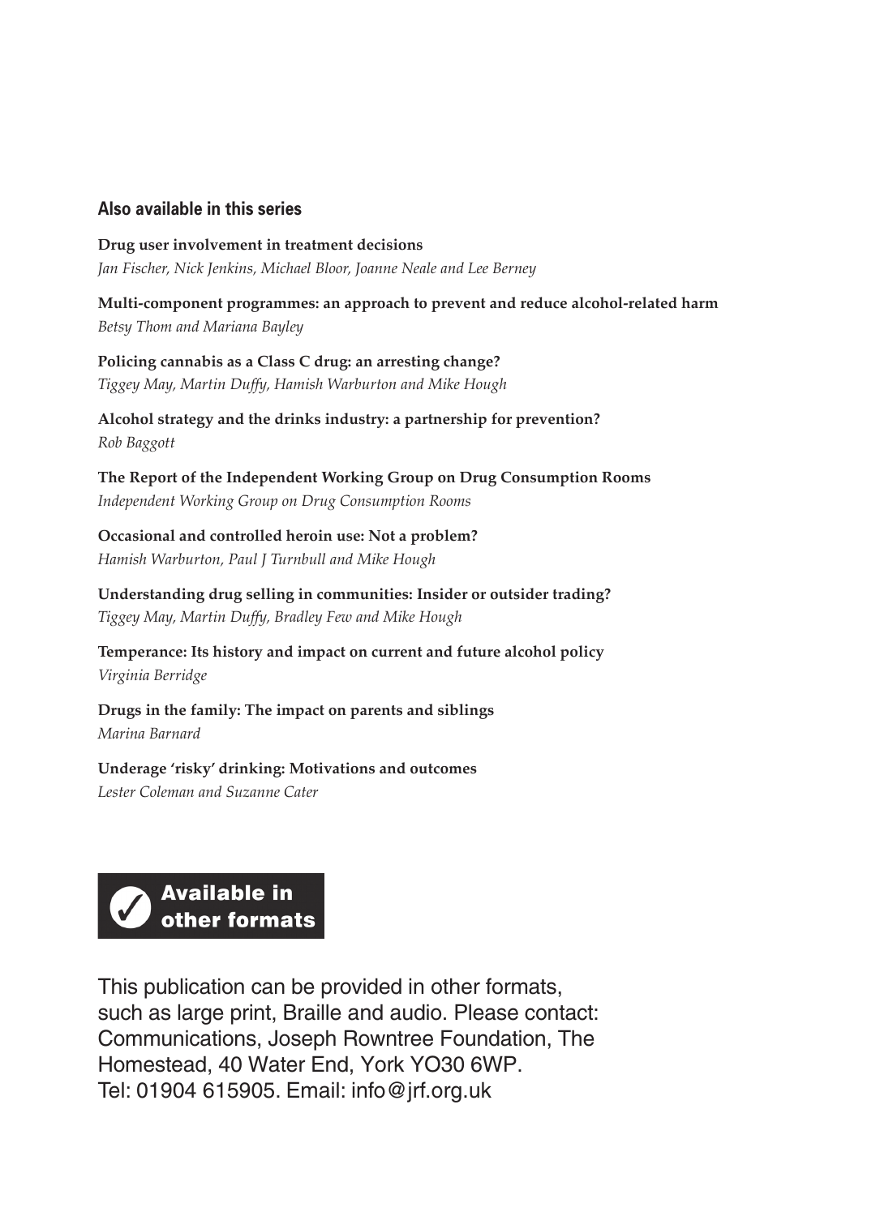### Also available in this series

**Drug user involvement in treatment decisions**
*Jan Fischer, Nick Jenkins, Michael Bloor, Joanne Neale and Lee Berney*

**Multi-component programmes: an approach to prevent and reduce alcohol-related harm**
*Betsy Thom and Mariana Bayley*

**Policing cannabis as a Class C drug: an arresting change?**
*Tiggey May, Martin Duffy, Hamish Warburton and Mike Hough*

**Alcohol strategy and the drinks industry: a partnership for prevention?**
*Rob Baggott*

**The Report of the Independent Working Group on Drug Consumption Rooms**
*Independent Working Group on Drug Consumption Rooms*

**Occasional and controlled heroin use: Not a problem?**
*Hamish Warburton, Paul J Turnbull and Mike Hough*

**Understanding drug selling in communities: Insider or outsider trading?**
*Tiggey May, Martin Duffy, Bradley Few and Mike Hough*

**Temperance: Its history and impact on current and future alcohol policy**
*Virginia Berridge*

**Drugs in the family: The impact on parents and siblings**
*Marina Barnard*

**Underage 'risky' drinking: Motivations and outcomes**
*Lester Coleman and Suzanne Cater*

**✓ Available in other formats**

This publication can be provided in other formats, such as large print, Braille and audio. Please contact: Communications, Joseph Rowntree Foundation, The Homestead, 40 Water End, York YO30 6WP. Tel: 01904 615905. Email: info@jrf.org.uk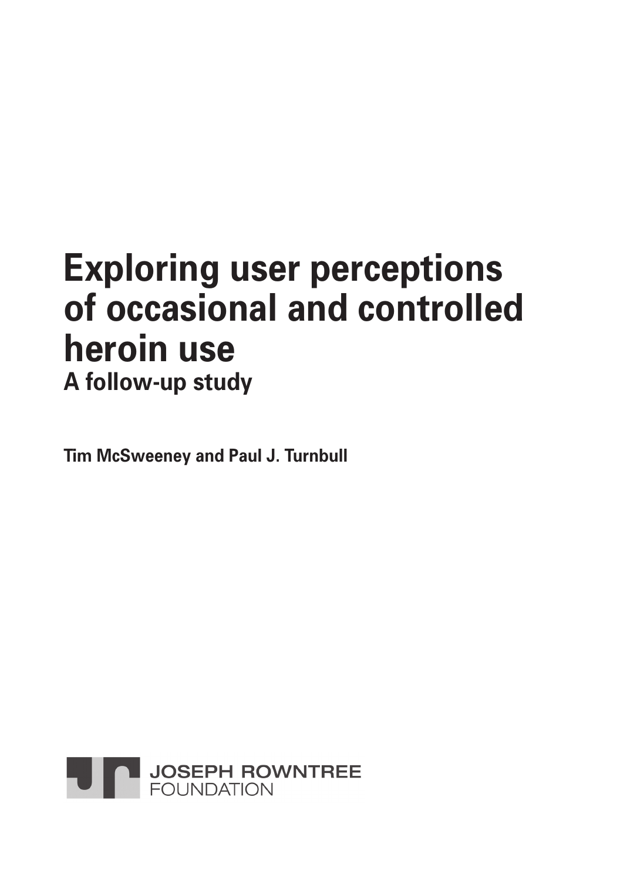# Exploring user perceptions of occasional and controlled heroin use

## A follow-up study

**Tim McSweeney and Paul J. Turnbull**

JOSEPH ROWNTREE FOUNDATION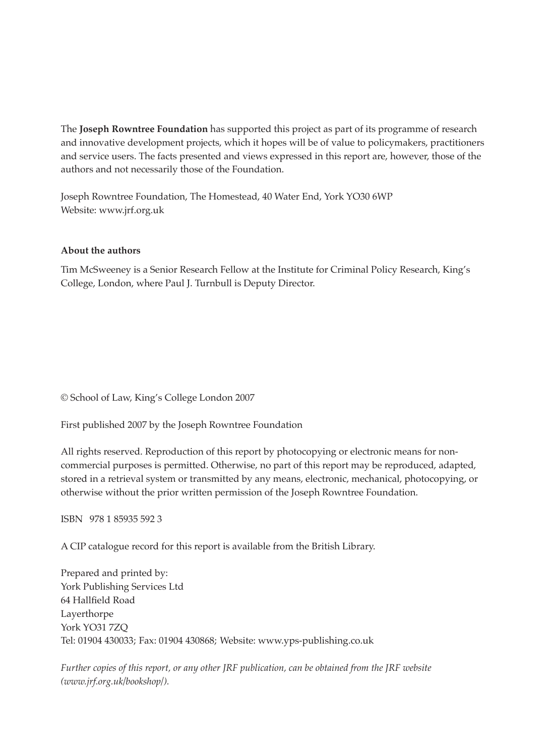The **Joseph Rowntree Foundation** has supported this project as part of its programme of research and innovative development projects, which it hopes will be of value to policymakers, practitioners and service users. The facts presented and views expressed in this report are, however, those of the authors and not necessarily those of the Foundation.

Joseph Rowntree Foundation, The Homestead, 40 Water End, York YO30 6WP
Website: www.jrf.org.uk

**About the authors**

Tim McSweeney is a Senior Research Fellow at the Institute for Criminal Policy Research, King's College, London, where Paul J. Turnbull is Deputy Director.

© School of Law, King's College London 2007

First published 2007 by the Joseph Rowntree Foundation

All rights reserved. Reproduction of this report by photocopying or electronic means for non-commercial purposes is permitted. Otherwise, no part of this report may be reproduced, adapted, stored in a retrieval system or transmitted by any means, electronic, mechanical, photocopying, or otherwise without the prior written permission of the Joseph Rowntree Foundation.

ISBN 978 1 85935 592 3

A CIP catalogue record for this report is available from the British Library.

Prepared and printed by:
York Publishing Services Ltd
64 Hallfield Road
Layerthorpe
York YO31 7ZQ
Tel: 01904 430033; Fax: 01904 430868; Website: www.yps-publishing.co.uk

*Further copies of this report, or any other JRF publication, can be obtained from the JRF website (www.jrf.org.uk/bookshop/).*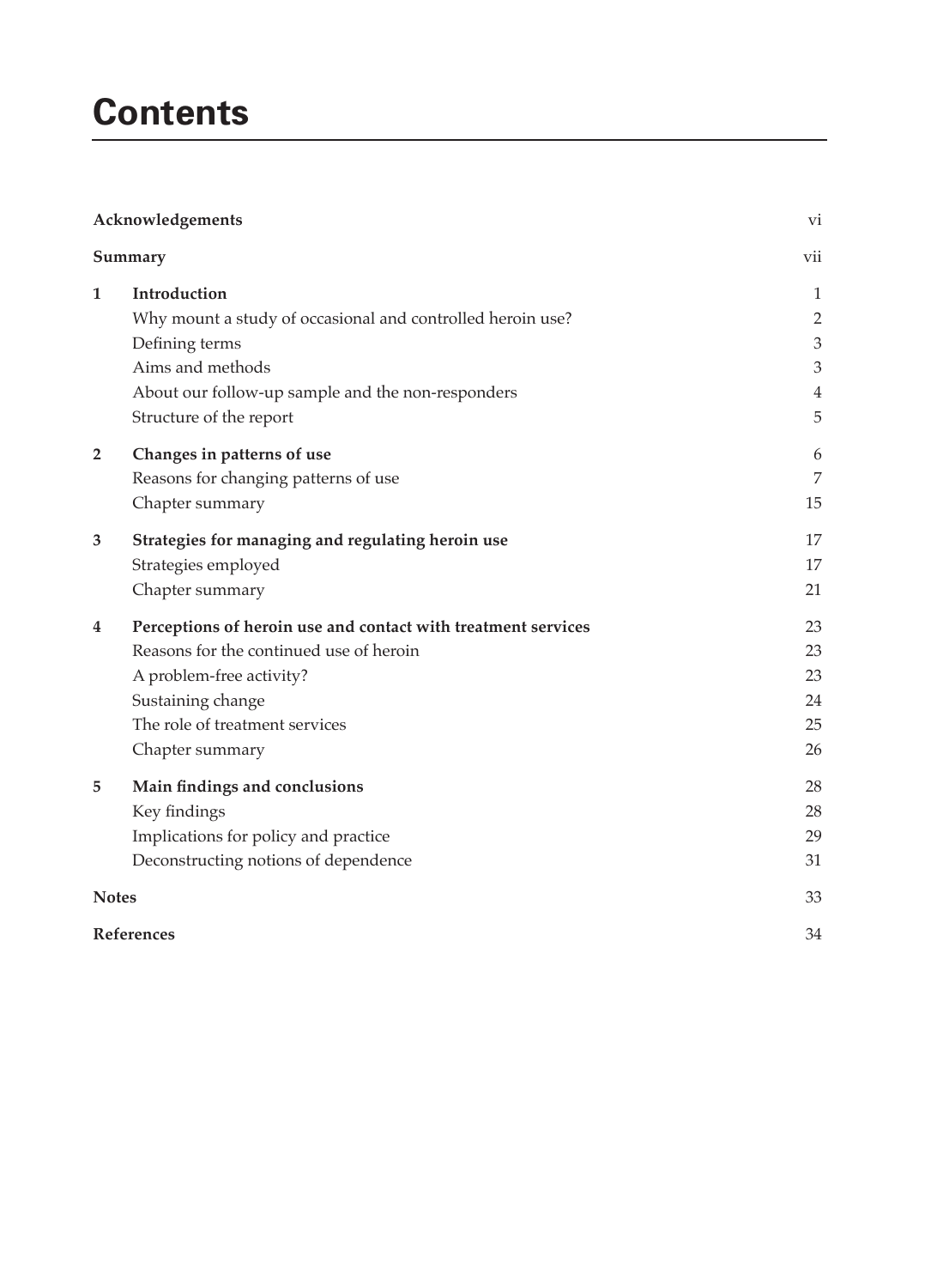# Contents

| | | |
|---|---|---|
| **Acknowledgements** | | vi |
| **Summary** | | vii |
| **1** | **Introduction** | 1 |
| | Why mount a study of occasional and controlled heroin use? | 2 |
| | Defining terms | 3 |
| | Aims and methods | 3 |
| | About our follow-up sample and the non-responders | 4 |
| | Structure of the report | 5 |
| **2** | **Changes in patterns of use** | 6 |
| | Reasons for changing patterns of use | 7 |
| | Chapter summary | 15 |
| **3** | **Strategies for managing and regulating heroin use** | 17 |
| | Strategies employed | 17 |
| | Chapter summary | 21 |
| **4** | **Perceptions of heroin use and contact with treatment services** | 23 |
| | Reasons for the continued use of heroin | 23 |
| | A problem-free activity? | 23 |
| | Sustaining change | 24 |
| | The role of treatment services | 25 |
| | Chapter summary | 26 |
| **5** | **Main findings and conclusions** | 28 |
| | Key findings | 28 |
| | Implications for policy and practice | 29 |
| | Deconstructing notions of dependence | 31 |
| **Notes** | | 33 |
| **References** | | 34 |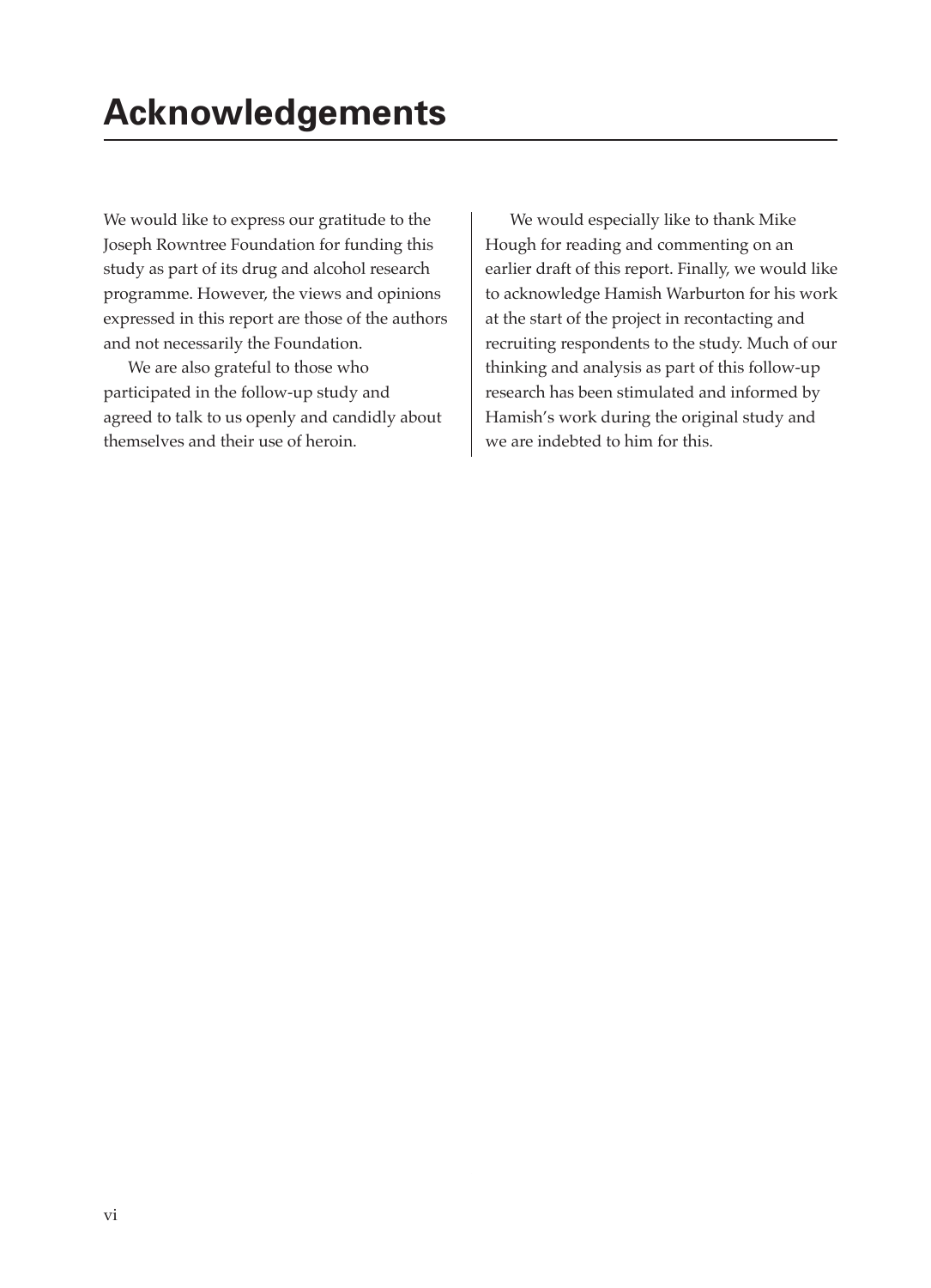# Acknowledgements

We would like to express our gratitude to the Joseph Rowntree Foundation for funding this study as part of its drug and alcohol research programme. However, the views and opinions expressed in this report are those of the authors and not necessarily the Foundation.

We are also grateful to those who participated in the follow-up study and agreed to talk to us openly and candidly about themselves and their use of heroin.

We would especially like to thank Mike Hough for reading and commenting on an earlier draft of this report. Finally, we would like to acknowledge Hamish Warburton for his work at the start of the project in recontacting and recruiting respondents to the study. Much of our thinking and analysis as part of this follow-up research has been stimulated and informed by Hamish's work during the original study and we are indebted to him for this.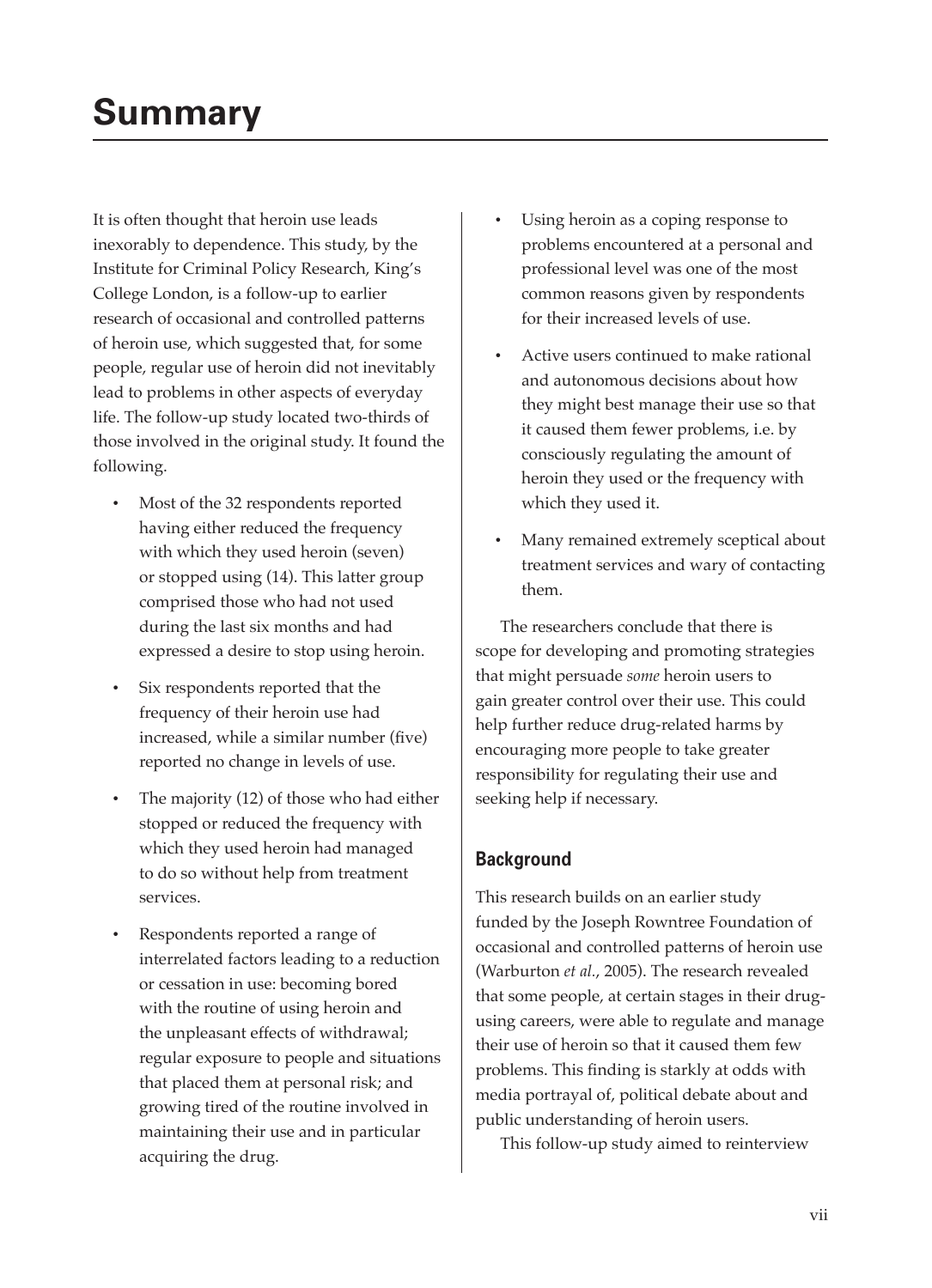# Summary

It is often thought that heroin use leads inexorably to dependence. This study, by the Institute for Criminal Policy Research, King's College London, is a follow-up to earlier research of occasional and controlled patterns of heroin use, which suggested that, for some people, regular use of heroin did not inevitably lead to problems in other aspects of everyday life. The follow-up study located two-thirds of those involved in the original study. It found the following.

- Most of the 32 respondents reported having either reduced the frequency with which they used heroin (seven) or stopped using (14). This latter group comprised those who had not used during the last six months and had expressed a desire to stop using heroin.
- Six respondents reported that the frequency of their heroin use had increased, while a similar number (five) reported no change in levels of use.
- The majority (12) of those who had either stopped or reduced the frequency with which they used heroin had managed to do so without help from treatment services.
- Respondents reported a range of interrelated factors leading to a reduction or cessation in use: becoming bored with the routine of using heroin and the unpleasant effects of withdrawal; regular exposure to people and situations that placed them at personal risk; and growing tired of the routine involved in maintaining their use and in particular acquiring the drug.
- Using heroin as a coping response to problems encountered at a personal and professional level was one of the most common reasons given by respondents for their increased levels of use.
- Active users continued to make rational and autonomous decisions about how they might best manage their use so that it caused them fewer problems, i.e. by consciously regulating the amount of heroin they used or the frequency with which they used it.
- Many remained extremely sceptical about treatment services and wary of contacting them.

The researchers conclude that there is scope for developing and promoting strategies that might persuade *some* heroin users to gain greater control over their use. This could help further reduce drug-related harms by encouraging more people to take greater responsibility for regulating their use and seeking help if necessary.

## Background

This research builds on an earlier study funded by the Joseph Rowntree Foundation of occasional and controlled patterns of heroin use (Warburton *et al.*, 2005). The research revealed that some people, at certain stages in their drug-using careers, were able to regulate and manage their use of heroin so that it caused them few problems. This finding is starkly at odds with media portrayal of, political debate about and public understanding of heroin users.

This follow-up study aimed to reinterview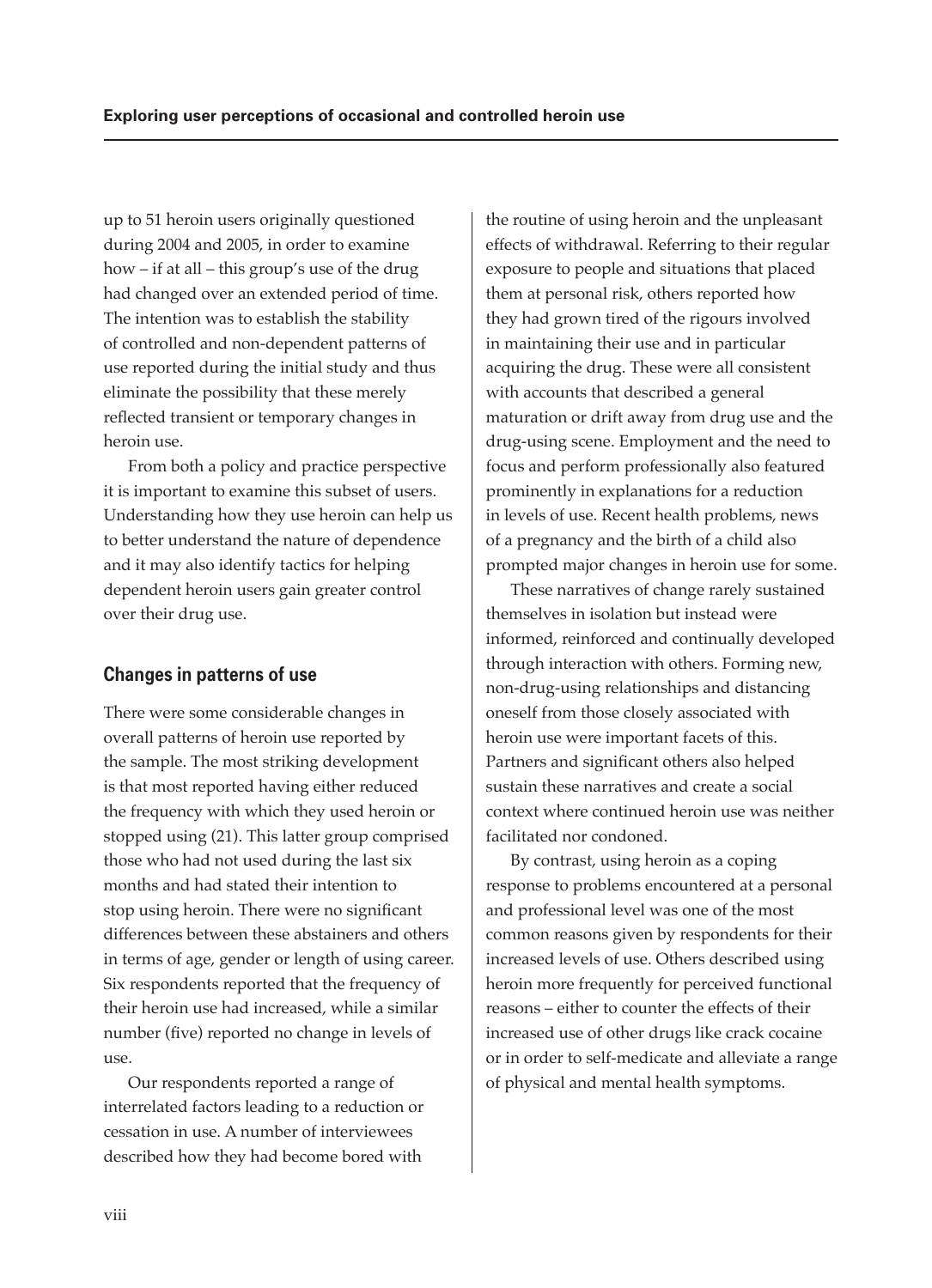up to 51 heroin users originally questioned during 2004 and 2005, in order to examine how – if at all – this group's use of the drug had changed over an extended period of time. The intention was to establish the stability of controlled and non-dependent patterns of use reported during the initial study and thus eliminate the possibility that these merely reflected transient or temporary changes in heroin use.

From both a policy and practice perspective it is important to examine this subset of users. Understanding how they use heroin can help us to better understand the nature of dependence and it may also identify tactics for helping dependent heroin users gain greater control over their drug use.

## Changes in patterns of use

There were some considerable changes in overall patterns of heroin use reported by the sample. The most striking development is that most reported having either reduced the frequency with which they used heroin or stopped using (21). This latter group comprised those who had not used during the last six months and had stated their intention to stop using heroin. There were no significant differences between these abstainers and others in terms of age, gender or length of using career. Six respondents reported that the frequency of their heroin use had increased, while a similar number (five) reported no change in levels of use.

Our respondents reported a range of interrelated factors leading to a reduction or cessation in use. A number of interviewees described how they had become bored with the routine of using heroin and the unpleasant effects of withdrawal. Referring to their regular exposure to people and situations that placed them at personal risk, others reported how they had grown tired of the rigours involved in maintaining their use and in particular acquiring the drug. These were all consistent with accounts that described a general maturation or drift away from drug use and the drug-using scene. Employment and the need to focus and perform professionally also featured prominently in explanations for a reduction in levels of use. Recent health problems, news of a pregnancy and the birth of a child also prompted major changes in heroin use for some.

These narratives of change rarely sustained themselves in isolation but instead were informed, reinforced and continually developed through interaction with others. Forming new, non-drug-using relationships and distancing oneself from those closely associated with heroin use were important facets of this. Partners and significant others also helped sustain these narratives and create a social context where continued heroin use was neither facilitated nor condoned.

By contrast, using heroin as a coping response to problems encountered at a personal and professional level was one of the most common reasons given by respondents for their increased levels of use. Others described using heroin more frequently for perceived functional reasons – either to counter the effects of their increased use of other drugs like crack cocaine or in order to self-medicate and alleviate a range of physical and mental health symptoms.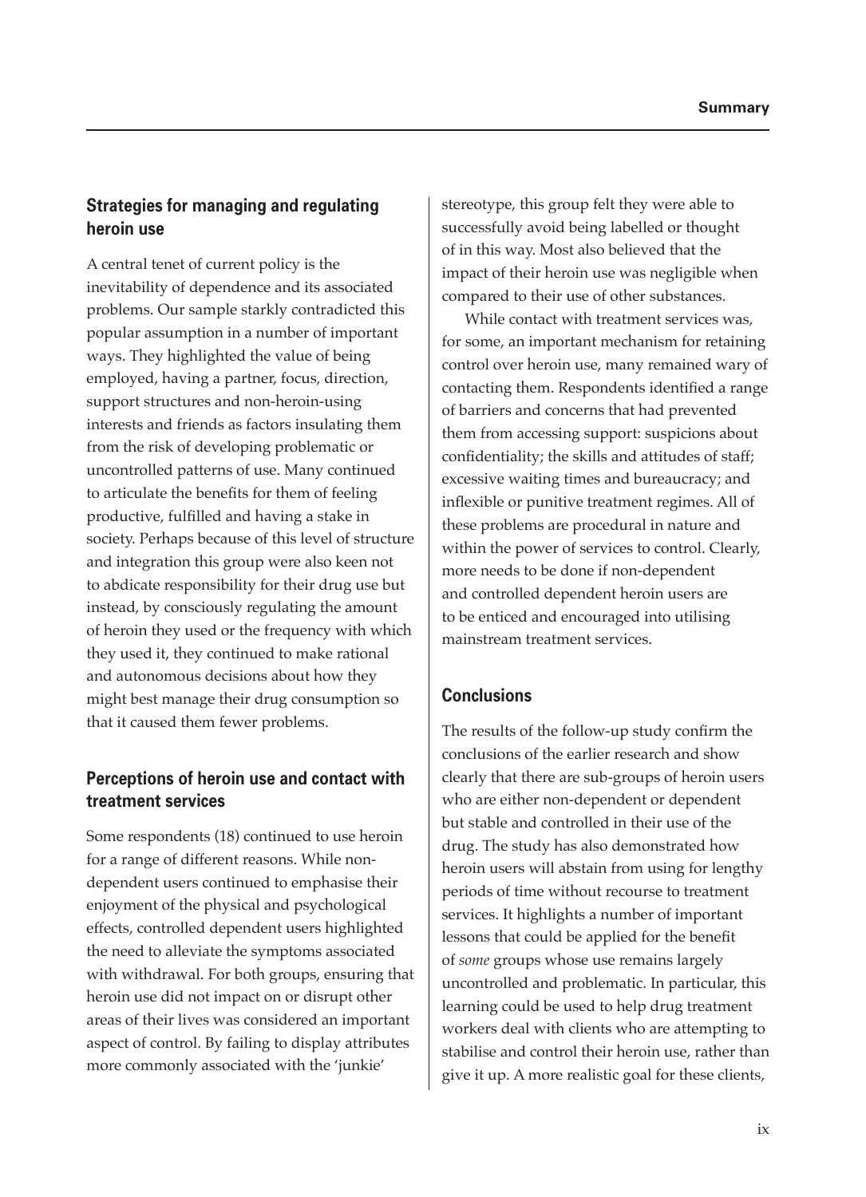## Strategies for managing and regulating heroin use

A central tenet of current policy is the inevitability of dependence and its associated problems. Our sample starkly contradicted this popular assumption in a number of important ways. They highlighted the value of being employed, having a partner, focus, direction, support structures and non-heroin-using interests and friends as factors insulating them from the risk of developing problematic or uncontrolled patterns of use. Many continued to articulate the benefits for them of feeling productive, fulfilled and having a stake in society. Perhaps because of this level of structure and integration this group were also keen not to abdicate responsibility for their drug use but instead, by consciously regulating the amount of heroin they used or the frequency with which they used it, they continued to make rational and autonomous decisions about how they might best manage their drug consumption so that it caused them fewer problems.

## Perceptions of heroin use and contact with treatment services

Some respondents (18) continued to use heroin for a range of different reasons. While non-dependent users continued to emphasise their enjoyment of the physical and psychological effects, controlled dependent users highlighted the need to alleviate the symptoms associated with withdrawal. For both groups, ensuring that heroin use did not impact on or disrupt other areas of their lives was considered an important aspect of control. By failing to display attributes more commonly associated with the 'junkie' stereotype, this group felt they were able to successfully avoid being labelled or thought of in this way. Most also believed that the impact of their heroin use was negligible when compared to their use of other substances.

While contact with treatment services was, for some, an important mechanism for retaining control over heroin use, many remained wary of contacting them. Respondents identified a range of barriers and concerns that had prevented them from accessing support: suspicions about confidentiality; the skills and attitudes of staff; excessive waiting times and bureaucracy; and inflexible or punitive treatment regimes. All of these problems are procedural in nature and within the power of services to control. Clearly, more needs to be done if non-dependent and controlled dependent heroin users are to be enticed and encouraged into utilising mainstream treatment services.

## Conclusions

The results of the follow-up study confirm the conclusions of the earlier research and show clearly that there are sub-groups of heroin users who are either non-dependent or dependent but stable and controlled in their use of the drug. The study has also demonstrated how heroin users will abstain from using for lengthy periods of time without recourse to treatment services. It highlights a number of important lessons that could be applied for the benefit of *some* groups whose use remains largely uncontrolled and problematic. In particular, this learning could be used to help drug treatment workers deal with clients who are attempting to stabilise and control their heroin use, rather than give it up. A more realistic goal for these clients,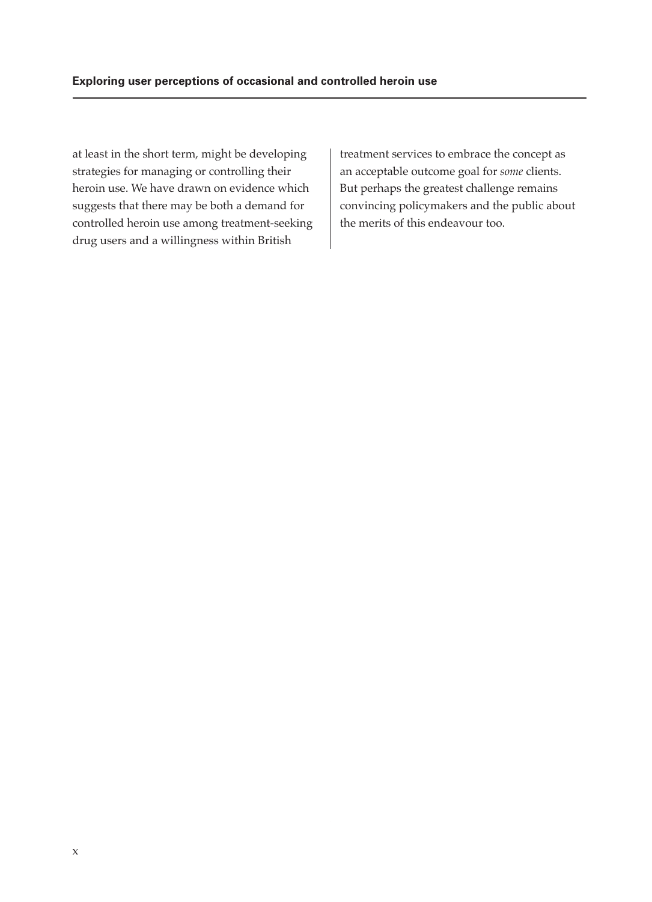at least in the short term, might be developing strategies for managing or controlling their heroin use. We have drawn on evidence which suggests that there may be both a demand for controlled heroin use among treatment-seeking drug users and a willingness within British treatment services to embrace the concept as an acceptable outcome goal for *some* clients. But perhaps the greatest challenge remains convincing policymakers and the public about the merits of this endeavour too.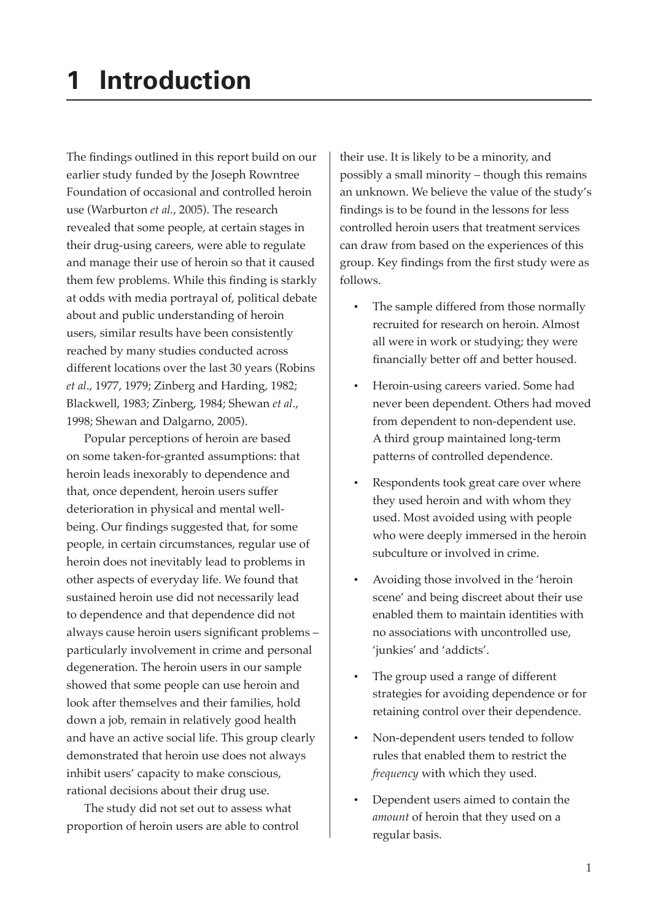# 1 Introduction

The findings outlined in this report build on our earlier study funded by the Joseph Rowntree Foundation of occasional and controlled heroin use (Warburton *et al.*, 2005). The research revealed that some people, at certain stages in their drug-using careers, were able to regulate and manage their use of heroin so that it caused them few problems. While this finding is starkly at odds with media portrayal of, political debate about and public understanding of heroin users, similar results have been consistently reached by many studies conducted across different locations over the last 30 years (Robins *et al*., 1977, 1979; Zinberg and Harding, 1982; Blackwell, 1983; Zinberg, 1984; Shewan *et al*., 1998; Shewan and Dalgarno, 2005).

Popular perceptions of heroin are based on some taken-for-granted assumptions: that heroin leads inexorably to dependence and that, once dependent, heroin users suffer deterioration in physical and mental well-being. Our findings suggested that, for some people, in certain circumstances, regular use of heroin does not inevitably lead to problems in other aspects of everyday life. We found that sustained heroin use did not necessarily lead to dependence and that dependence did not always cause heroin users significant problems – particularly involvement in crime and personal degeneration. The heroin users in our sample showed that some people can use heroin and look after themselves and their families, hold down a job, remain in relatively good health and have an active social life. This group clearly demonstrated that heroin use does not always inhibit users' capacity to make conscious, rational decisions about their drug use.

The study did not set out to assess what proportion of heroin users are able to control their use. It is likely to be a minority, and possibly a small minority – though this remains an unknown. We believe the value of the study's findings is to be found in the lessons for less controlled heroin users that treatment services can draw from based on the experiences of this group. Key findings from the first study were as follows.

- The sample differed from those normally recruited for research on heroin. Almost all were in work or studying; they were financially better off and better housed.
- Heroin-using careers varied. Some had never been dependent. Others had moved from dependent to non-dependent use. A third group maintained long-term patterns of controlled dependence.
- Respondents took great care over where they used heroin and with whom they used. Most avoided using with people who were deeply immersed in the heroin subculture or involved in crime.
- Avoiding those involved in the 'heroin scene' and being discreet about their use enabled them to maintain identities with no associations with uncontrolled use, 'junkies' and 'addicts'.
- The group used a range of different strategies for avoiding dependence or for retaining control over their dependence.
- Non-dependent users tended to follow rules that enabled them to restrict the *frequency* with which they used.
- Dependent users aimed to contain the *amount* of heroin that they used on a regular basis.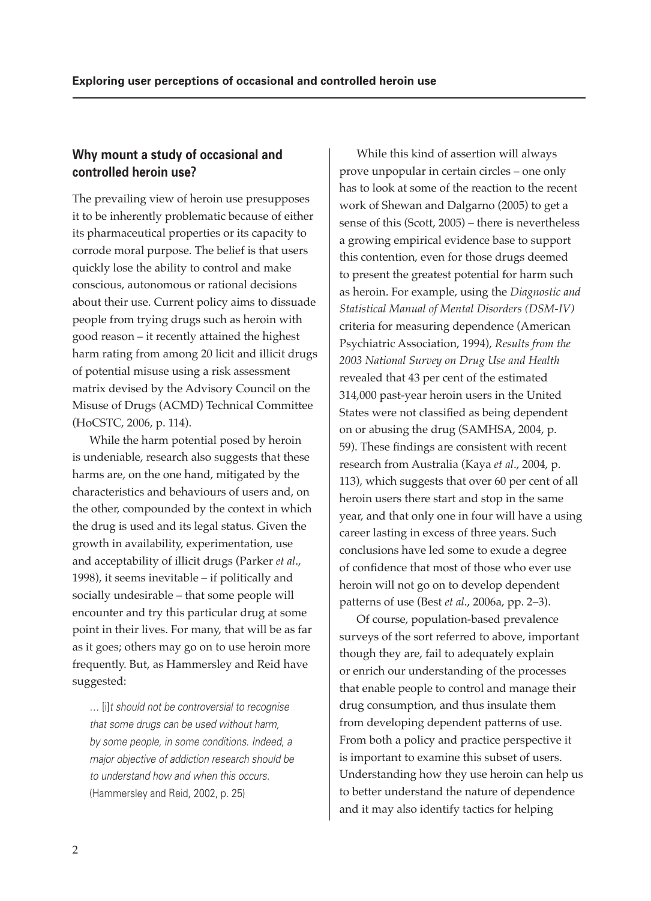## Why mount a study of occasional and controlled heroin use?

The prevailing view of heroin use presupposes it to be inherently problematic because of either its pharmaceutical properties or its capacity to corrode moral purpose. The belief is that users quickly lose the ability to control and make conscious, autonomous or rational decisions about their use. Current policy aims to dissuade people from trying drugs such as heroin with good reason – it recently attained the highest harm rating from among 20 licit and illicit drugs of potential misuse using a risk assessment matrix devised by the Advisory Council on the Misuse of Drugs (ACMD) Technical Committee (HoCSTC, 2006, p. 114).

While the harm potential posed by heroin is undeniable, research also suggests that these harms are, on the one hand, mitigated by the characteristics and behaviours of users and, on the other, compounded by the context in which the drug is used and its legal status. Given the growth in availability, experimentation, use and acceptability of illicit drugs (Parker *et al*., 1998), it seems inevitable – if politically and socially undesirable – that some people will encounter and try this particular drug at some point in their lives. For many, that will be as far as it goes; others may go on to use heroin more frequently. But, as Hammersley and Reid have suggested:

> … [i]*t should not be controversial to recognise that some drugs can be used without harm, by some people, in some conditions. Indeed, a major objective of addiction research should be to understand how and when this occurs.* (Hammersley and Reid, 2002, p. 25)

While this kind of assertion will always prove unpopular in certain circles – one only has to look at some of the reaction to the recent work of Shewan and Dalgarno (2005) to get a sense of this (Scott, 2005) – there is nevertheless a growing empirical evidence base to support this contention, even for those drugs deemed to present the greatest potential for harm such as heroin. For example, using the *Diagnostic and Statistical Manual of Mental Disorders (DSM-IV)* criteria for measuring dependence (American Psychiatric Association, 1994), *Results from the 2003 National Survey on Drug Use and Health* revealed that 43 per cent of the estimated 314,000 past-year heroin users in the United States were not classified as being dependent on or abusing the drug (SAMHSA, 2004, p. 59). These findings are consistent with recent research from Australia (Kaya *et al*., 2004, p. 113), which suggests that over 60 per cent of all heroin users there start and stop in the same year, and that only one in four will have a using career lasting in excess of three years. Such conclusions have led some to exude a degree of confidence that most of those who ever use heroin will not go on to develop dependent patterns of use (Best *et al*., 2006a, pp. 2–3).

Of course, population-based prevalence surveys of the sort referred to above, important though they are, fail to adequately explain or enrich our understanding of the processes that enable people to control and manage their drug consumption, and thus insulate them from developing dependent patterns of use. From both a policy and practice perspective it is important to examine this subset of users. Understanding how they use heroin can help us to better understand the nature of dependence and it may also identify tactics for helping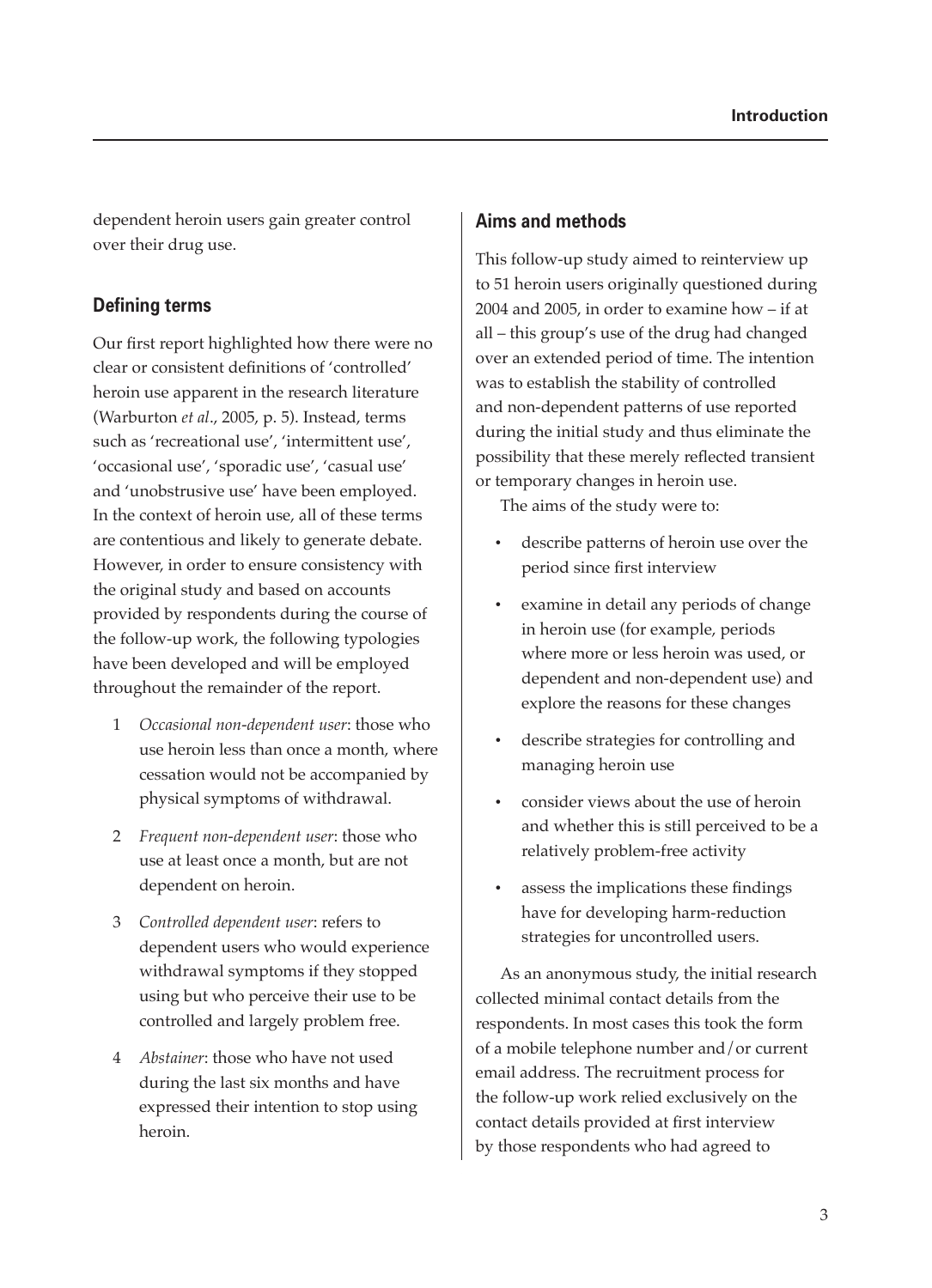dependent heroin users gain greater control over their drug use.

## Defining terms

Our first report highlighted how there were no clear or consistent definitions of 'controlled' heroin use apparent in the research literature (Warburton *et al*., 2005, p. 5). Instead, terms such as 'recreational use', 'intermittent use', 'occasional use', 'sporadic use', 'casual use' and 'unobtrusive use' have been employed. In the context of heroin use, all of these terms are contentious and likely to generate debate. However, in order to ensure consistency with the original study and based on accounts provided by respondents during the course of the follow-up work, the following typologies have been developed and will be employed throughout the remainder of the report.

1. *Occasional non-dependent user*: those who use heroin less than once a month, where cessation would not be accompanied by physical symptoms of withdrawal.
2. *Frequent non-dependent user*: those who use at least once a month, but are not dependent on heroin.
3. *Controlled dependent user*: refers to dependent users who would experience withdrawal symptoms if they stopped using but who perceive their use to be controlled and largely problem free.
4. *Abstainer*: those who have not used during the last six months and have expressed their intention to stop using heroin.

## Aims and methods

This follow-up study aimed to reinterview up to 51 heroin users originally questioned during 2004 and 2005, in order to examine how – if at all – this group's use of the drug had changed over an extended period of time. The intention was to establish the stability of controlled and non-dependent patterns of use reported during the initial study and thus eliminate the possibility that these merely reflected transient or temporary changes in heroin use.

The aims of the study were to:

- describe patterns of heroin use over the period since first interview
- examine in detail any periods of change in heroin use (for example, periods where more or less heroin was used, or dependent and non-dependent use) and explore the reasons for these changes
- describe strategies for controlling and managing heroin use
- consider views about the use of heroin and whether this is still perceived to be a relatively problem-free activity
- assess the implications these findings have for developing harm-reduction strategies for uncontrolled users.

As an anonymous study, the initial research collected minimal contact details from the respondents. In most cases this took the form of a mobile telephone number and/or current email address. The recruitment process for the follow-up work relied exclusively on the contact details provided at first interview by those respondents who had agreed to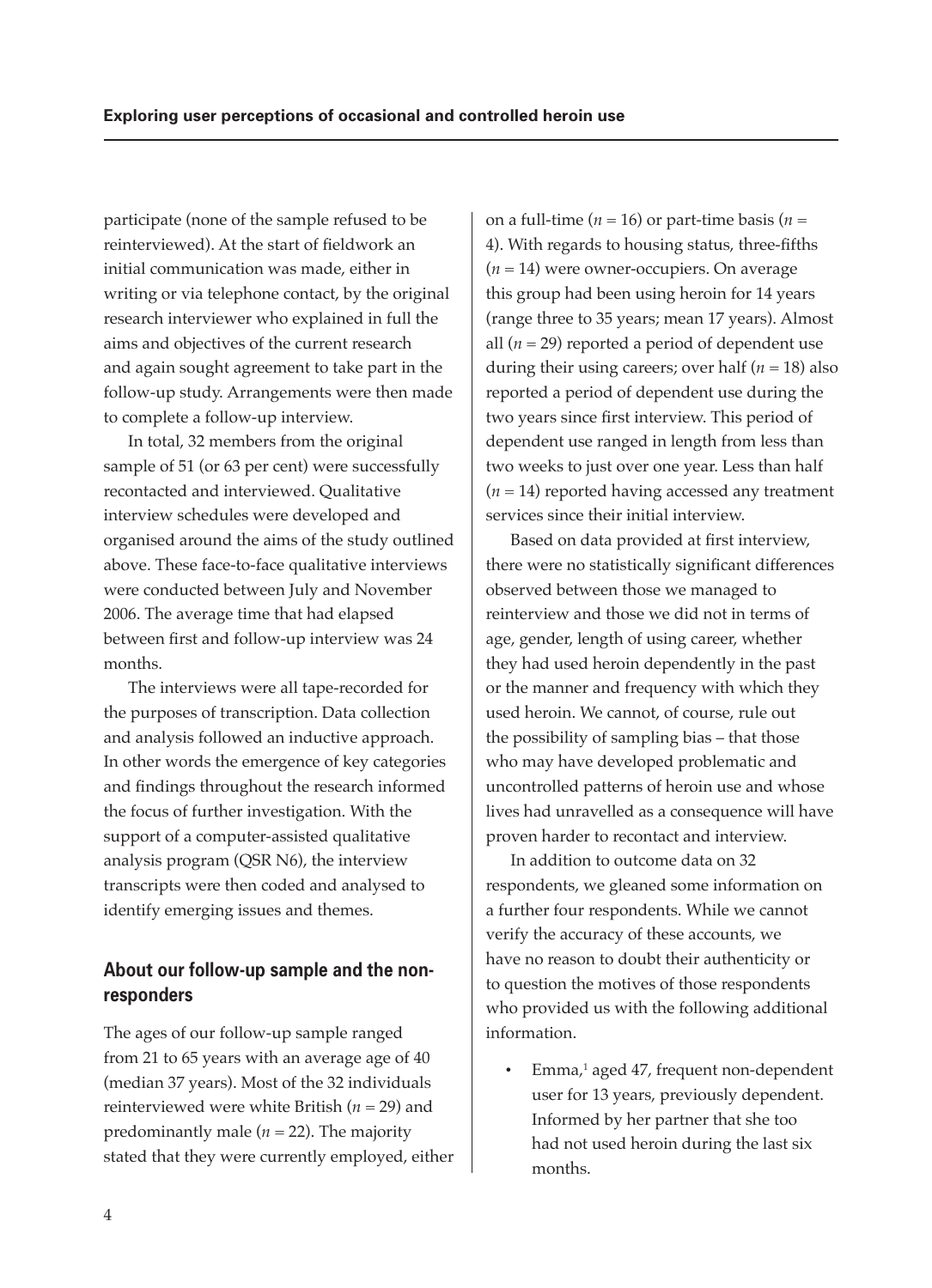participate (none of the sample refused to be reinterviewed). At the start of fieldwork an initial communication was made, either in writing or via telephone contact, by the original research interviewer who explained in full the aims and objectives of the current research and again sought agreement to take part in the follow-up study. Arrangements were then made to complete a follow-up interview.

In total, 32 members from the original sample of 51 (or 63 per cent) were successfully recontacted and interviewed. Qualitative interview schedules were developed and organised around the aims of the study outlined above. These face-to-face qualitative interviews were conducted between July and November 2006. The average time that had elapsed between first and follow-up interview was 24 months.

The interviews were all tape-recorded for the purposes of transcription. Data collection and analysis followed an inductive approach. In other words the emergence of key categories and findings throughout the research informed the focus of further investigation. With the support of a computer-assisted qualitative analysis program (QSR N6), the interview transcripts were then coded and analysed to identify emerging issues and themes.

## About our follow-up sample and the non-responders

The ages of our follow-up sample ranged from 21 to 65 years with an average age of 40 (median 37 years). Most of the 32 individuals reinterviewed were white British ($n = 29$) and predominantly male ($n = 22$). The majority stated that they were currently employed, either on a full-time ($n = 16$) or part-time basis ($n = 4$). With regards to housing status, three-fifths ($n = 14$) were owner-occupiers. On average this group had been using heroin for 14 years (range three to 35 years; mean 17 years). Almost all ($n = 29$) reported a period of dependent use during their using careers; over half ($n = 18$) also reported a period of dependent use during the two years since first interview. This period of dependent use ranged in length from less than two weeks to just over one year. Less than half ($n = 14$) reported having accessed any treatment services since their initial interview.

Based on data provided at first interview, there were no statistically significant differences observed between those we managed to reinterview and those we did not in terms of age, gender, length of using career, whether they had used heroin dependently in the past or the manner and frequency with which they used heroin. We cannot, of course, rule out the possibility of sampling bias – that those who may have developed problematic and uncontrolled patterns of heroin use and whose lives had unravelled as a consequence will have proven harder to recontact and interview.

In addition to outcome data on 32 respondents, we gleaned some information on a further four respondents. While we cannot verify the accuracy of these accounts, we have no reason to doubt their authenticity or to question the motives of those respondents who provided us with the following additional information.

- Emma,[1] aged 47, frequent non-dependent user for 13 years, previously dependent. Informed by her partner that she too had not used heroin during the last six months.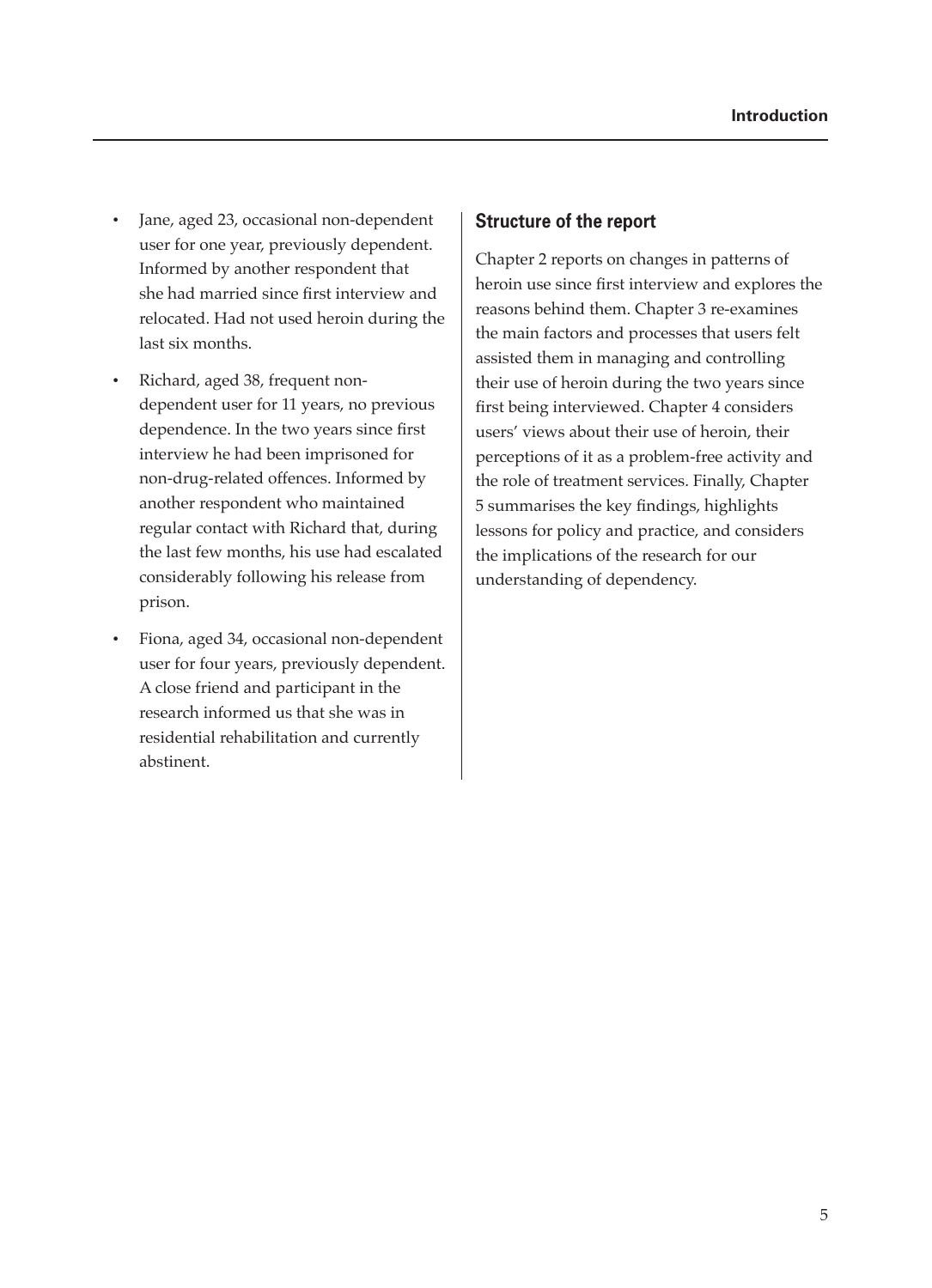- Jane, aged 23, occasional non-dependent user for one year, previously dependent. Informed by another respondent that she had married since first interview and relocated. Had not used heroin during the last six months.
- Richard, aged 38, frequent non-dependent user for 11 years, no previous dependence. In the two years since first interview he had been imprisoned for non-drug-related offences. Informed by another respondent who maintained regular contact with Richard that, during the last few months, his use had escalated considerably following his release from prison.
- Fiona, aged 34, occasional non-dependent user for four years, previously dependent. A close friend and participant in the research informed us that she was in residential rehabilitation and currently abstinent.

## Structure of the report

Chapter 2 reports on changes in patterns of heroin use since first interview and explores the reasons behind them. Chapter 3 re-examines the main factors and processes that users felt assisted them in managing and controlling their use of heroin during the two years since first being interviewed. Chapter 4 considers users' views about their use of heroin, their perceptions of it as a problem-free activity and the role of treatment services. Finally, Chapter 5 summarises the key findings, highlights lessons for policy and practice, and considers the implications of the research for our understanding of dependency.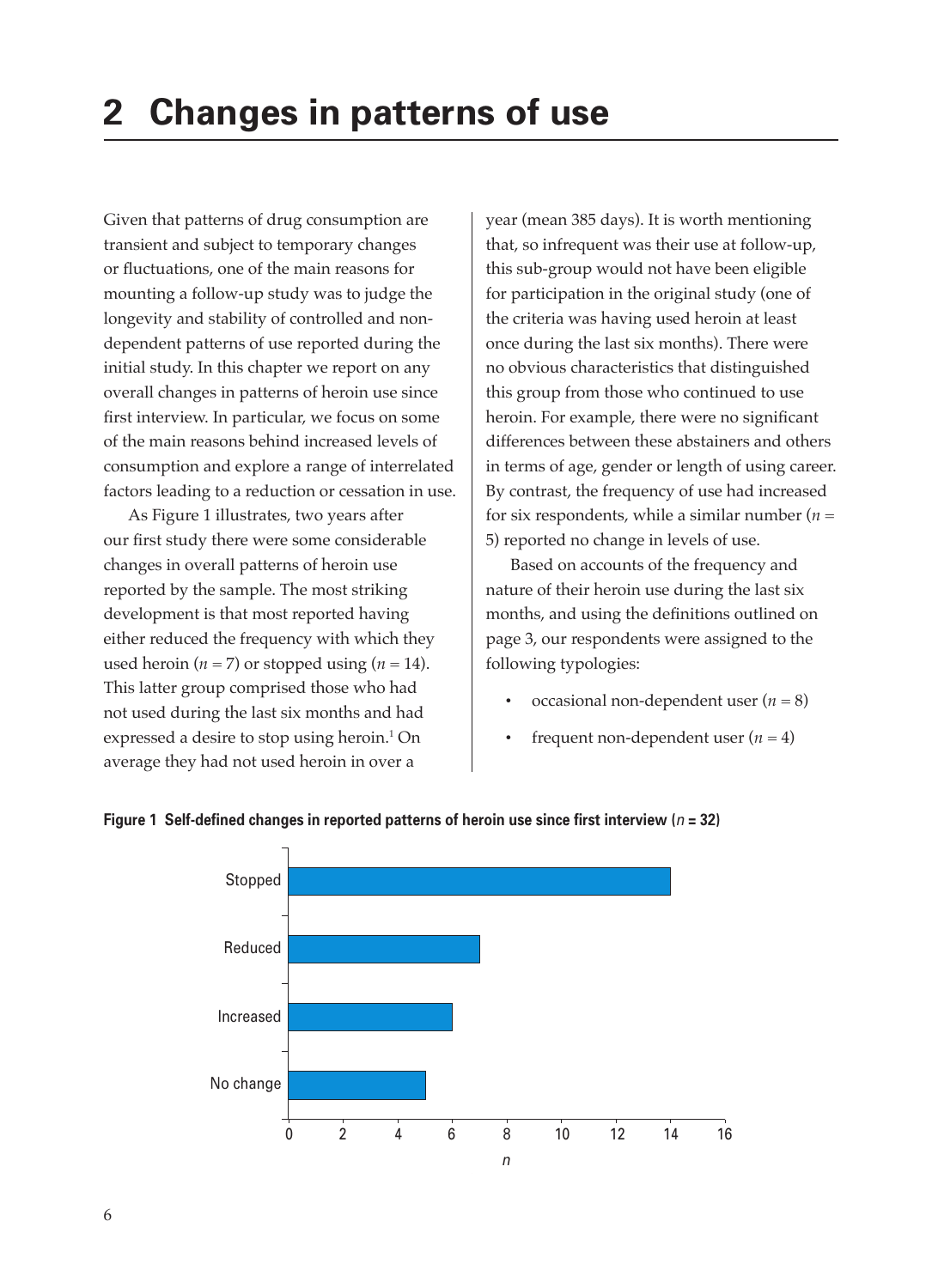# 2 Changes in patterns of use

Given that patterns of drug consumption are transient and subject to temporary changes or fluctuations, one of the main reasons for mounting a follow-up study was to judge the longevity and stability of controlled and non-dependent patterns of use reported during the initial study. In this chapter we report on any overall changes in patterns of heroin use since first interview. In particular, we focus on some of the main reasons behind increased levels of consumption and explore a range of interrelated factors leading to a reduction or cessation in use.

As Figure 1 illustrates, two years after our first study there were some considerable changes in overall patterns of heroin use reported by the sample. The most striking development is that most reported having either reduced the frequency with which they used heroin ($n = 7$) or stopped using ($n = 14$). This latter group comprised those who had not used during the last six months and had expressed a desire to stop using heroin.[1] On average they had not used heroin in over a year (mean 385 days). It is worth mentioning that, so infrequent was their use at follow-up, this sub-group would not have been eligible for participation in the original study (one of the criteria was having used heroin at least once during the last six months). There were no obvious characteristics that distinguished this group from those who continued to use heroin. For example, there were no significant differences between these abstainers and others in terms of age, gender or length of using career. By contrast, the frequency of use had increased for six respondents, while a similar number ($n = 5$) reported no change in levels of use.

Based on accounts of the frequency and nature of their heroin use during the last six months, and using the definitions outlined on page 3, our respondents were assigned to the following typologies:

- occasional non-dependent user ($n = 8$)
- frequent non-dependent user ($n = 4$)

**Figure 1 Self-defined changes in reported patterns of heroin use since first interview ($n$ = 32)**

| Change | $n$ |
|---|---|
| Stopped | 14 |
| Reduced | 7 |
| Increased | 6 |
| No change | 5 |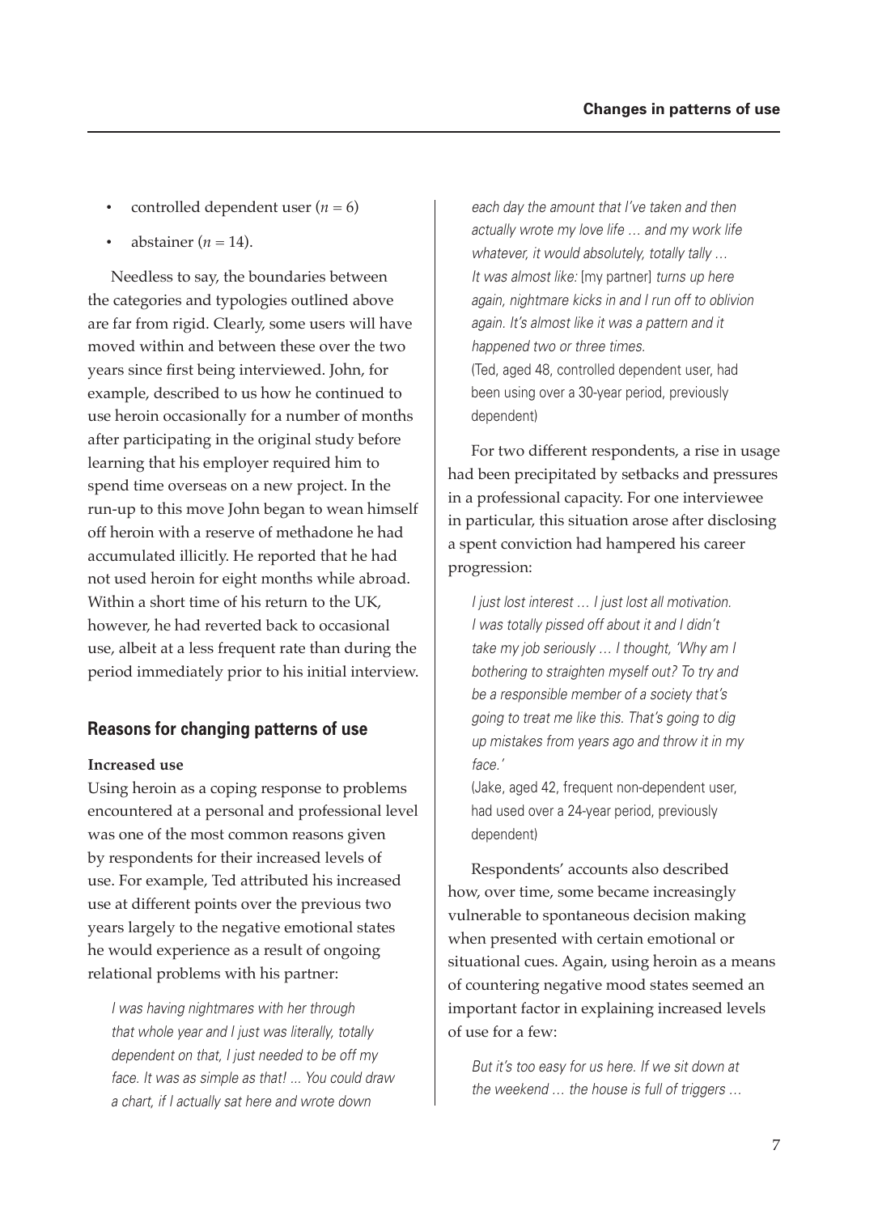- controlled dependent user ($n = 6$)
- abstainer ($n = 14$).

Needless to say, the boundaries between the categories and typologies outlined above are far from rigid. Clearly, some users will have moved within and between these over the two years since first being interviewed. John, for example, described to us how he continued to use heroin occasionally for a number of months after participating in the original study before learning that his employer required him to spend time overseas on a new project. In the run-up to this move John began to wean himself off heroin with a reserve of methadone he had accumulated illicitly. He reported that he had not used heroin for eight months while abroad. Within a short time of his return to the UK, however, he had reverted back to occasional use, albeit at a less frequent rate than during the period immediately prior to his initial interview.

## Reasons for changing patterns of use

### Increased use

Using heroin as a coping response to problems encountered at a personal and professional level was one of the most common reasons given by respondents for their increased levels of use. For example, Ted attributed his increased use at different points over the previous two years largely to the negative emotional states he would experience as a result of ongoing relational problems with his partner:

> *I was having nightmares with her through that whole year and I just was literally, totally dependent on that, I just needed to be off my face. It was as simple as that! ... You could draw a chart, if I actually sat here and wrote down each day the amount that I've taken and then actually wrote my love life … and my work life whatever, it would absolutely, totally tally … It was almost like:* [my partner] *turns up here again, nightmare kicks in and I run off to oblivion again. It's almost like it was a pattern and it happened two or three times.*
>
> (Ted, aged 48, controlled dependent user, had been using over a 30-year period, previously dependent)

For two different respondents, a rise in usage had been precipitated by setbacks and pressures in a professional capacity. For one interviewee in particular, this situation arose after disclosing a spent conviction had hampered his career progression:

> *I just lost interest … I just lost all motivation. I was totally pissed off about it and I didn't take my job seriously … I thought, 'Why am I bothering to straighten myself out? To try and be a responsible member of a society that's going to treat me like this. That's going to dig up mistakes from years ago and throw it in my face.'*
>
> (Jake, aged 42, frequent non-dependent user, had used over a 24-year period, previously dependent)

Respondents' accounts also described how, over time, some became increasingly vulnerable to spontaneous decision making when presented with certain emotional or situational cues. Again, using heroin as a means of countering negative mood states seemed an important factor in explaining increased levels of use for a few:

> *But it's too easy for us here. If we sit down at the weekend … the house is full of triggers …*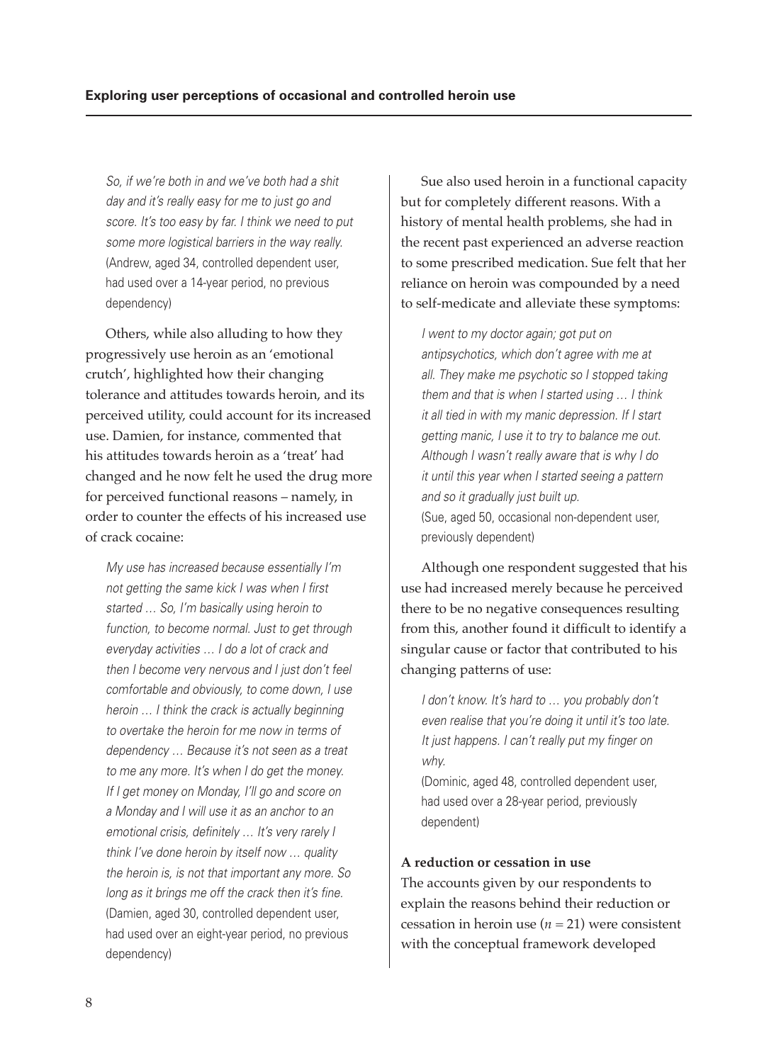*So, if we're both in and we've both had a shit day and it's really easy for me to just go and score. It's too easy by far. I think we need to put some more logistical barriers in the way really.*
(Andrew, aged 34, controlled dependent user, had used over a 14-year period, no previous dependency)

Others, while also alluding to how they progressively use heroin as an 'emotional crutch', highlighted how their changing tolerance and attitudes towards heroin, and its perceived utility, could account for its increased use. Damien, for instance, commented that his attitudes towards heroin as a 'treat' had changed and he now felt he used the drug more for perceived functional reasons – namely, in order to counter the effects of his increased use of crack cocaine:

*My use has increased because essentially I'm not getting the same kick I was when I first started … So, I'm basically using heroin to function, to become normal. Just to get through everyday activities … I do a lot of crack and then I become very nervous and I just don't feel comfortable and obviously, to come down, I use heroin … I think the crack is actually beginning to overtake the heroin for me now in terms of dependency … Because it's not seen as a treat to me any more. It's when I do get the money. If I get money on Monday, I'll go and score on a Monday and I will use it as an anchor to an emotional crisis, definitely … It's very rarely I think I've done heroin by itself now … quality the heroin is, is not that important any more. So long as it brings me off the crack then it's fine.*
(Damien, aged 30, controlled dependent user, had used over an eight-year period, no previous dependency)

Sue also used heroin in a functional capacity but for completely different reasons. With a history of mental health problems, she had in the recent past experienced an adverse reaction to some prescribed medication. Sue felt that her reliance on heroin was compounded by a need to self-medicate and alleviate these symptoms:

*I went to my doctor again; got put on antipsychotics, which don't agree with me at all. They make me psychotic so I stopped taking them and that is when I started using … I think it all tied in with my manic depression. If I start getting manic, I use it to try to balance me out. Although I wasn't really aware that is why I do it until this year when I started seeing a pattern and so it gradually just built up.*
(Sue, aged 50, occasional non-dependent user, previously dependent)

Although one respondent suggested that his use had increased merely because he perceived there to be no negative consequences resulting from this, another found it difficult to identify a singular cause or factor that contributed to his changing patterns of use:

*I don't know. It's hard to … you probably don't even realise that you're doing it until it's too late. It just happens. I can't really put my finger on why.*
(Dominic, aged 48, controlled dependent user, had used over a 28-year period, previously dependent)

**A reduction or cessation in use**

The accounts given by our respondents to explain the reasons behind their reduction or cessation in heroin use ($n = 21$) were consistent with the conceptual framework developed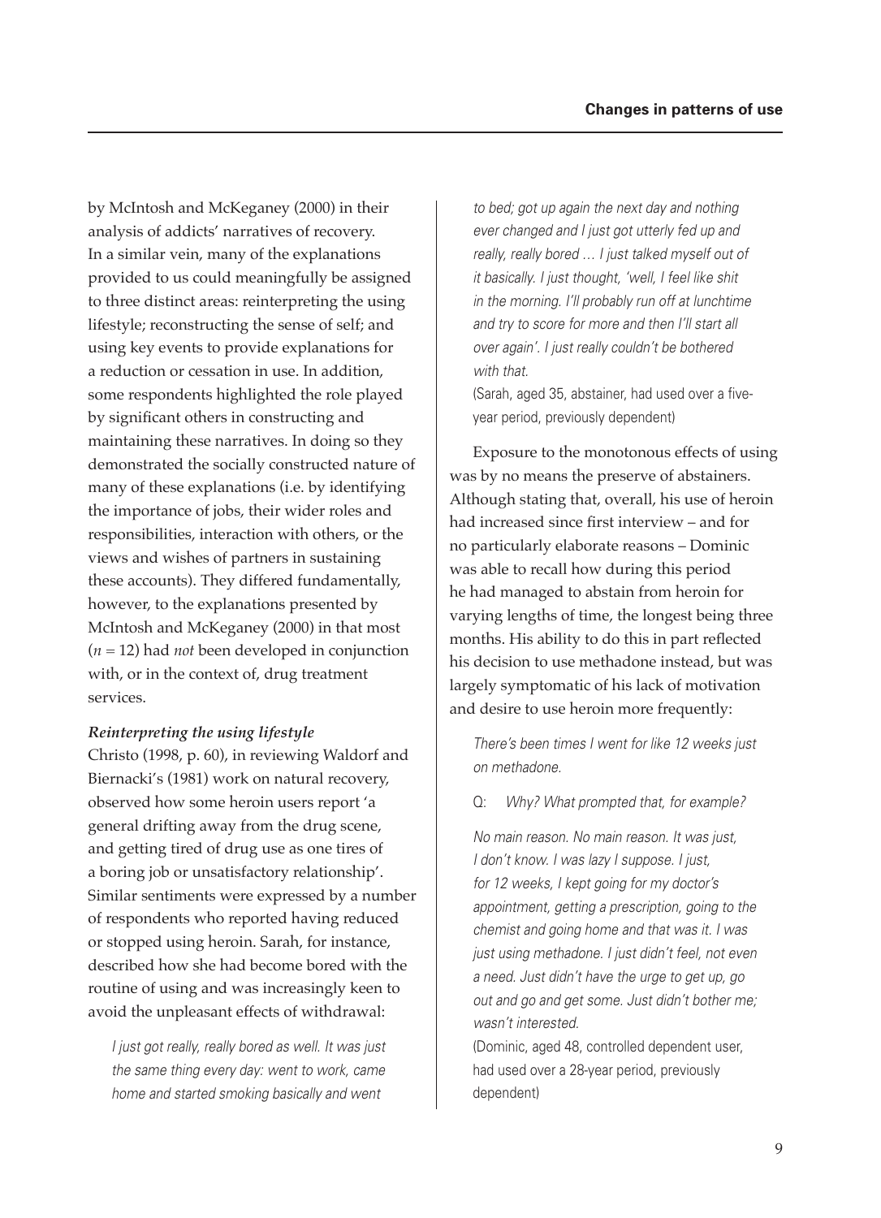by McIntosh and McKeganey (2000) in their analysis of addicts' narratives of recovery. In a similar vein, many of the explanations provided to us could meaningfully be assigned to three distinct areas: reinterpreting the using lifestyle; reconstructing the sense of self; and using key events to provide explanations for a reduction or cessation in use. In addition, some respondents highlighted the role played by significant others in constructing and maintaining these narratives. In doing so they demonstrated the socially constructed nature of many of these explanations (i.e. by identifying the importance of jobs, their wider roles and responsibilities, interaction with others, or the views and wishes of partners in sustaining these accounts). They differed fundamentally, however, to the explanations presented by McIntosh and McKeganey (2000) in that most ($n = 12$) had *not* been developed in conjunction with, or in the context of, drug treatment services.

***Reinterpreting the using lifestyle***

Christo (1998, p. 60), in reviewing Waldorf and Biernacki's (1981) work on natural recovery, observed how some heroin users report 'a general drifting away from the drug scene, and getting tired of drug use as one tires of a boring job or unsatisfactory relationship'. Similar sentiments were expressed by a number of respondents who reported having reduced or stopped using heroin. Sarah, for instance, described how she had become bored with the routine of using and was increasingly keen to avoid the unpleasant effects of withdrawal:

> *I just got really, really bored as well. It was just the same thing every day: went to work, came home and started smoking basically and went to bed; got up again the next day and nothing ever changed and I just got utterly fed up and really, really bored … I just talked myself out of it basically. I just thought, 'well, I feel like shit in the morning. I'll probably run off at lunchtime and try to score for more and then I'll start all over again'. I just really couldn't be bothered with that.*
>
> (Sarah, aged 35, abstainer, had used over a five-year period, previously dependent)

Exposure to the monotonous effects of using was by no means the preserve of abstainers. Although stating that, overall, his use of heroin had increased since first interview – and for no particularly elaborate reasons – Dominic was able to recall how during this period he had managed to abstain from heroin for varying lengths of time, the longest being three months. His ability to do this in part reflected his decision to use methadone instead, but was largely symptomatic of his lack of motivation and desire to use heroin more frequently:

> *There's been times I went for like 12 weeks just on methadone.*
>
> Q: *Why? What prompted that, for example?*
>
> *No main reason. No main reason. It was just, I don't know. I was lazy I suppose. I just, for 12 weeks, I kept going for my doctor's appointment, getting a prescription, going to the chemist and going home and that was it. I was just using methadone. I just didn't feel, not even a need. Just didn't have the urge to get up, go out and go and get some. Just didn't bother me; wasn't interested.*
>
> (Dominic, aged 48, controlled dependent user, had used over a 28-year period, previously dependent)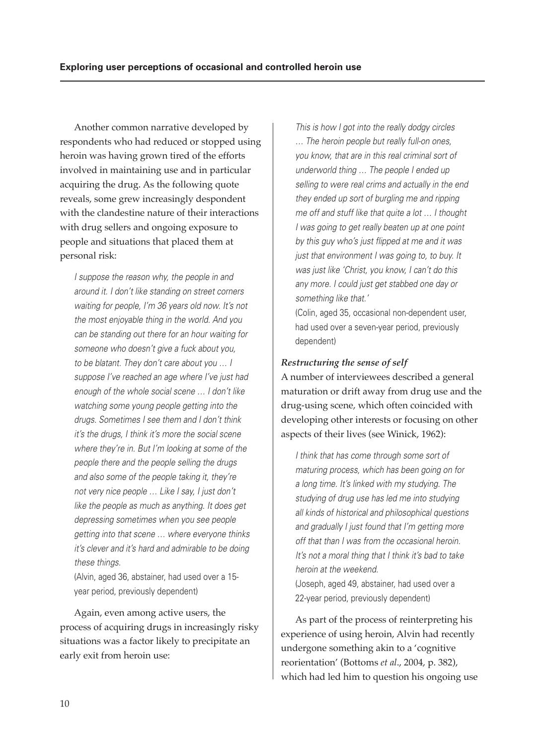Another common narrative developed by respondents who had reduced or stopped using heroin was having grown tired of the efforts involved in maintaining use and in particular acquiring the drug. As the following quote reveals, some grew increasingly despondent with the clandestine nature of their interactions with drug sellers and ongoing exposure to people and situations that placed them at personal risk:

> *I suppose the reason why, the people in and around it. I don't like standing on street corners waiting for people, I'm 36 years old now. It's not the most enjoyable thing in the world. And you can be standing out there for an hour waiting for someone who doesn't give a fuck about you, to be blatant. They don't care about you … I suppose I've reached an age where I've just had enough of the whole social scene … I don't like watching some young people getting into the drugs. Sometimes I see them and I don't think it's the drugs, I think it's more the social scene where they're in. But I'm looking at some of the people there and the people selling the drugs and also some of the people taking it, they're not very nice people … Like I say, I just don't like the people as much as anything. It does get depressing sometimes when you see people getting into that scene … where everyone thinks it's clever and it's hard and admirable to be doing these things.*
>
> (Alvin, aged 36, abstainer, had used over a 15-year period, previously dependent)

Again, even among active users, the process of acquiring drugs in increasingly risky situations was a factor likely to precipitate an early exit from heroin use:

> *This is how I got into the really dodgy circles … The heroin people but really full-on ones, you know, that are in this real criminal sort of underworld thing … The people I ended up selling to were real crims and actually in the end they ended up sort of burgling me and ripping me off and stuff like that quite a lot … I thought I was going to get really beaten up at one point by this guy who's just flipped at me and it was just that environment I was going to, to buy. It was just like 'Christ, you know, I can't do this any more. I could just get stabbed one day or something like that.'*
>
> (Colin, aged 35, occasional non-dependent user, had used over a seven-year period, previously dependent)

***Restructuring the sense of self***

A number of interviewees described a general maturation or drift away from drug use and the drug-using scene, which often coincided with developing other interests or focusing on other aspects of their lives (see Winick, 1962):

> *I think that has come through some sort of maturing process, which has been going on for a long time. It's linked with my studying. The studying of drug use has led me into studying all kinds of historical and philosophical questions and gradually I just found that I'm getting more off that than I was from the occasional heroin. It's not a moral thing that I think it's bad to take heroin at the weekend.*
>
> (Joseph, aged 49, abstainer, had used over a 22-year period, previously dependent)

As part of the process of reinterpreting his experience of using heroin, Alvin had recently undergone something akin to a 'cognitive reorientation' (Bottoms *et al*., 2004, p. 382), which had led him to question his ongoing use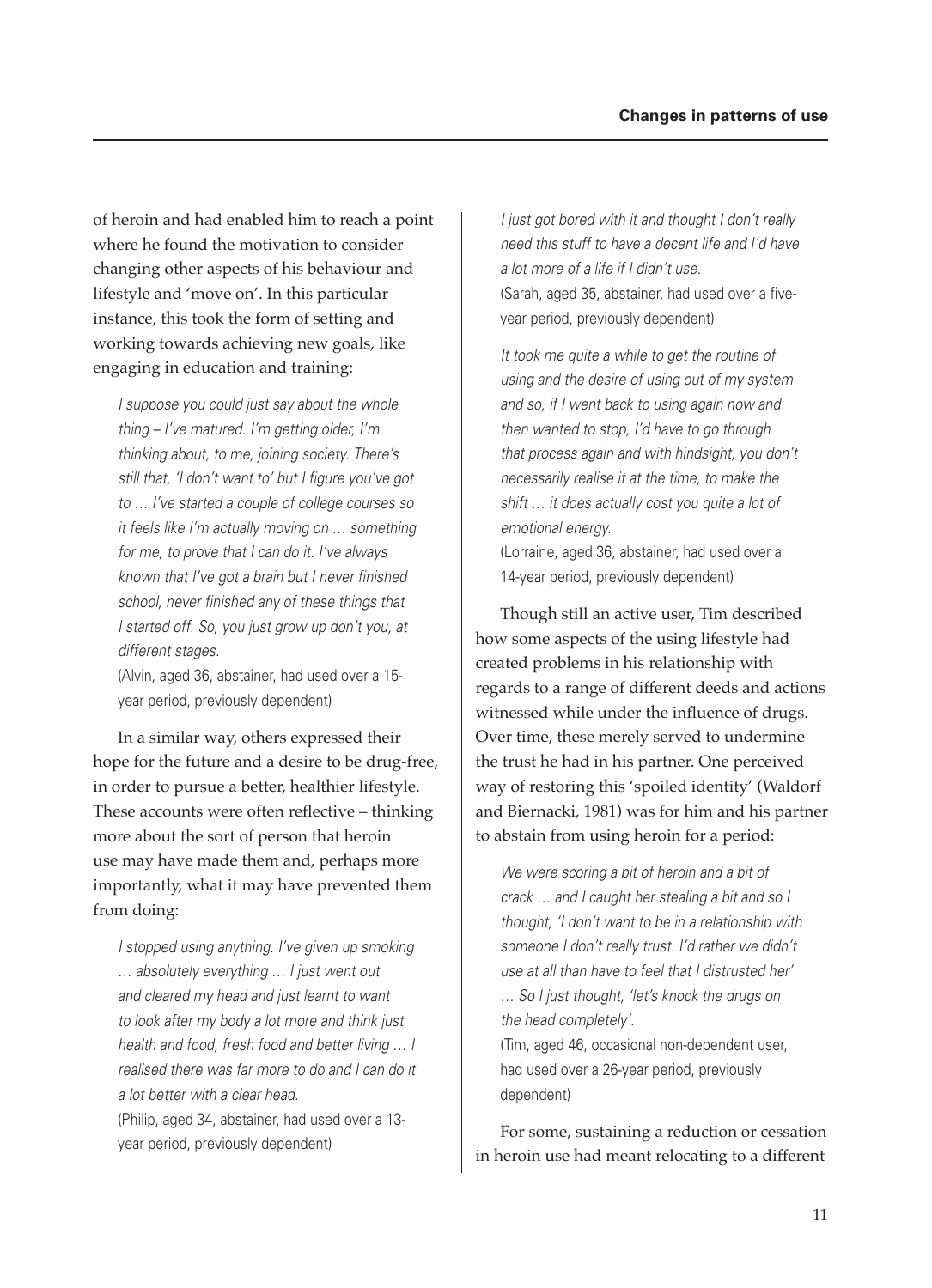of heroin and had enabled him to reach a point where he found the motivation to consider changing other aspects of his behaviour and lifestyle and 'move on'. In this particular instance, this took the form of setting and working towards achieving new goals, like engaging in education and training:

> *I suppose you could just say about the whole thing – I've matured. I'm getting older, I'm thinking about, to me, joining society. There's still that, 'I don't want to' but I figure you've got to … I've started a couple of college courses so it feels like I'm actually moving on … something for me, to prove that I can do it. I've always known that I've got a brain but I never finished school, never finished any of these things that I started off. So, you just grow up don't you, at different stages.*
>
> (Alvin, aged 36, abstainer, had used over a 15-year period, previously dependent)

In a similar way, others expressed their hope for the future and a desire to be drug-free, in order to pursue a better, healthier lifestyle. These accounts were often reflective – thinking more about the sort of person that heroin use may have made them and, perhaps more importantly, what it may have prevented them from doing:

> *I stopped using anything. I've given up smoking … absolutely everything … I just went out and cleared my head and just learnt to want to look after my body a lot more and think just health and food, fresh food and better living … I realised there was far more to do and I can do it a lot better with a clear head.*
>
> (Philip, aged 34, abstainer, had used over a 13-year period, previously dependent)

> *I just got bored with it and thought I don't really need this stuff to have a decent life and I'd have a lot more of a life if I didn't use.*
>
> (Sarah, aged 35, abstainer, had used over a five-year period, previously dependent)

> *It took me quite a while to get the routine of using and the desire of using out of my system and so, if I went back to using again now and then wanted to stop, I'd have to go through that process again and with hindsight, you don't necessarily realise it at the time, to make the shift … it does actually cost you quite a lot of emotional energy.*
>
> (Lorraine, aged 36, abstainer, had used over a 14-year period, previously dependent)

Though still an active user, Tim described how some aspects of the using lifestyle had created problems in his relationship with regards to a range of different deeds and actions witnessed while under the influence of drugs. Over time, these merely served to undermine the trust he had in his partner. One perceived way of restoring this 'spoiled identity' (Waldorf and Biernacki, 1981) was for him and his partner to abstain from using heroin for a period:

> *We were scoring a bit of heroin and a bit of crack … and I caught her stealing a bit and so I thought, 'I don't want to be in a relationship with someone I don't really trust. I'd rather we didn't use at all than have to feel that I distrusted her' … So I just thought, 'let's knock the drugs on the head completely'.*
>
> (Tim, aged 46, occasional non-dependent user, had used over a 26-year period, previously dependent)

For some, sustaining a reduction or cessation in heroin use had meant relocating to a different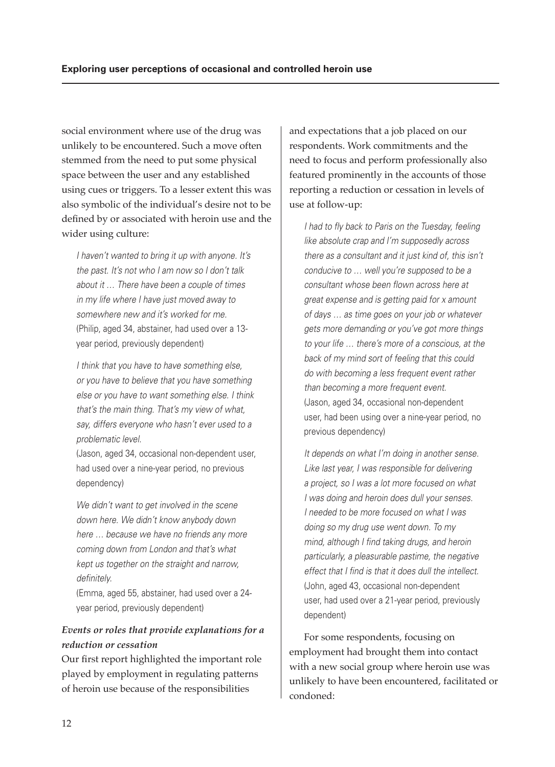social environment where use of the drug was unlikely to be encountered. Such a move often stemmed from the need to put some physical space between the user and any established using cues or triggers. To a lesser extent this was also symbolic of the individual's desire not to be defined by or associated with heroin use and the wider using culture:

> *I haven't wanted to bring it up with anyone. It's the past. It's not who I am now so I don't talk about it … There have been a couple of times in my life where I have just moved away to somewhere new and it's worked for me.*
> (Philip, aged 34, abstainer, had used over a 13-year period, previously dependent)

> *I think that you have to have something else, or you have to believe that you have something else or you have to want something else. I think that's the main thing. That's my view of what, say, differs everyone who hasn't ever used to a problematic level.*
> (Jason, aged 34, occasional non-dependent user, had used over a nine-year period, no previous dependency)

> *We didn't want to get involved in the scene down here. We didn't know anybody down here … because we have no friends any more coming down from London and that's what kept us together on the straight and narrow, definitely.*
> (Emma, aged 55, abstainer, had used over a 24-year period, previously dependent)

### *Events or roles that provide explanations for a reduction or cessation*

Our first report highlighted the important role played by employment in regulating patterns of heroin use because of the responsibilities and expectations that a job placed on our respondents. Work commitments and the need to focus and perform professionally also featured prominently in the accounts of those reporting a reduction or cessation in levels of use at follow-up:

> *I had to fly back to Paris on the Tuesday, feeling like absolute crap and I'm supposedly across there as a consultant and it just kind of, this isn't conducive to … well you're supposed to be a consultant whose been flown across here at great expense and is getting paid for x amount of days … as time goes on your job or whatever gets more demanding or you've got more things to your life … there's more of a conscious, at the back of my mind sort of feeling that this could do with becoming a less frequent event rather than becoming a more frequent event.*
> (Jason, aged 34, occasional non-dependent user, had been using over a nine-year period, no previous dependency)

> *It depends on what I'm doing in another sense. Like last year, I was responsible for delivering a project, so I was a lot more focused on what I was doing and heroin does dull your senses. I needed to be more focused on what I was doing so my drug use went down. To my mind, although I find taking drugs, and heroin particularly, a pleasurable pastime, the negative effect that I find is that it does dull the intellect.*
> (John, aged 43, occasional non-dependent user, had used over a 21-year period, previously dependent)

For some respondents, focusing on employment had brought them into contact with a new social group where heroin use was unlikely to have been encountered, facilitated or condoned: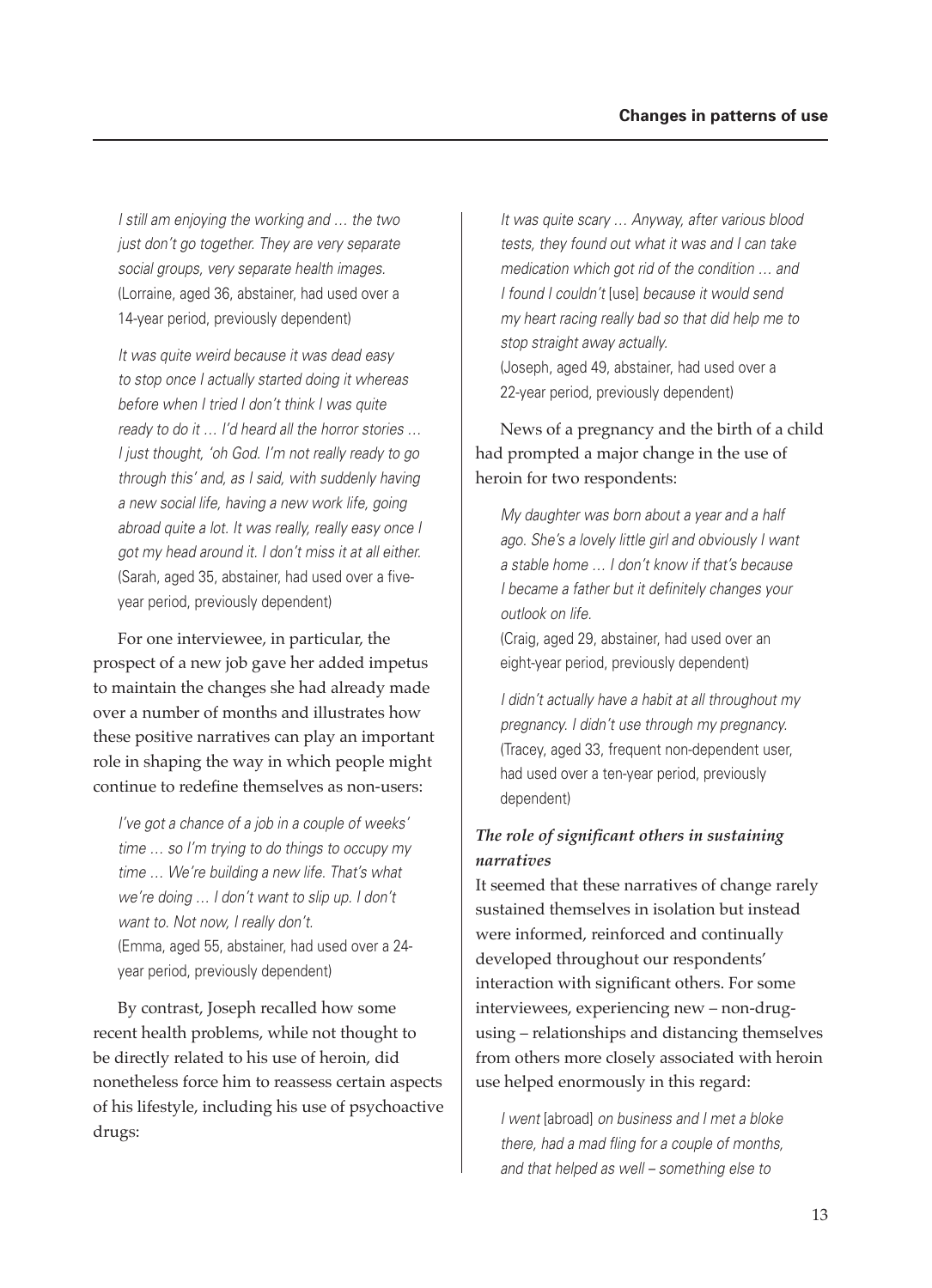*I still am enjoying the working and … the two just don't go together. They are very separate social groups, very separate health images.*
(Lorraine, aged 36, abstainer, had used over a 14-year period, previously dependent)

*It was quite weird because it was dead easy to stop once I actually started doing it whereas before when I tried I don't think I was quite ready to do it … I'd heard all the horror stories … I just thought, 'oh God. I'm not really ready to go through this' and, as I said, with suddenly having a new social life, having a new work life, going abroad quite a lot. It was really, really easy once I got my head around it. I don't miss it at all either.*
(Sarah, aged 35, abstainer, had used over a five-year period, previously dependent)

For one interviewee, in particular, the prospect of a new job gave her added impetus to maintain the changes she had already made over a number of months and illustrates how these positive narratives can play an important role in shaping the way in which people might continue to redefine themselves as non-users:

*I've got a chance of a job in a couple of weeks' time … so I'm trying to do things to occupy my time … We're building a new life. That's what we're doing … I don't want to slip up. I don't want to. Not now, I really don't.*
(Emma, aged 55, abstainer, had used over a 24-year period, previously dependent)

By contrast, Joseph recalled how some recent health problems, while not thought to be directly related to his use of heroin, did nonetheless force him to reassess certain aspects of his lifestyle, including his use of psychoactive drugs:

*It was quite scary … Anyway, after various blood tests, they found out what it was and I can take medication which got rid of the condition … and I found I couldn't* [use] *because it would send my heart racing really bad so that did help me to stop straight away actually.*
(Joseph, aged 49, abstainer, had used over a 22-year period, previously dependent)

News of a pregnancy and the birth of a child had prompted a major change in the use of heroin for two respondents:

*My daughter was born about a year and a half ago. She's a lovely little girl and obviously I want a stable home … I don't know if that's because I became a father but it definitely changes your outlook on life.*
(Craig, aged 29, abstainer, had used over an eight-year period, previously dependent)

*I didn't actually have a habit at all throughout my pregnancy. I didn't use through my pregnancy.*
(Tracey, aged 33, frequent non-dependent user, had used over a ten-year period, previously dependent)

***The role of significant others in sustaining narratives***

It seemed that these narratives of change rarely sustained themselves in isolation but instead were informed, reinforced and continually developed throughout our respondents' interaction with significant others. For some interviewees, experiencing new – non-drug-using – relationships and distancing themselves from others more closely associated with heroin use helped enormously in this regard:

*I went* [abroad] *on business and I met a bloke there, had a mad fling for a couple of months, and that helped as well – something else to*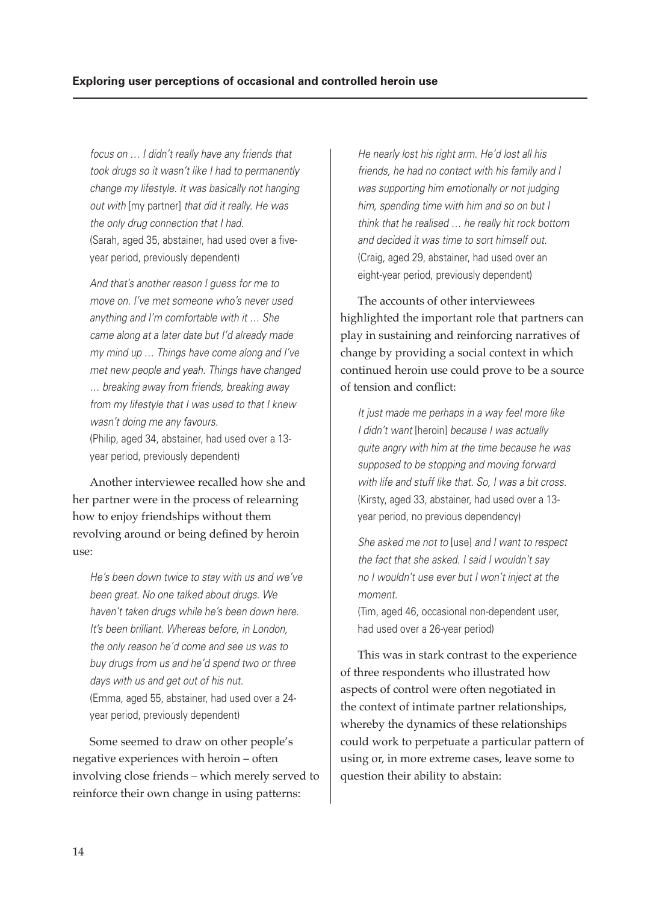*focus on … I didn't really have any friends that took drugs so it wasn't like I had to permanently change my lifestyle. It was basically not hanging out with* [my partner] *that did it really. He was the only drug connection that I had.*
(Sarah, aged 35, abstainer, had used over a five-year period, previously dependent)

> *And that's another reason I guess for me to move on. I've met someone who's never used anything and I'm comfortable with it … She came along at a later date but I'd already made my mind up … Things have come along and I've met new people and yeah. Things have changed … breaking away from friends, breaking away from my lifestyle that I was used to that I knew wasn't doing me any favours.*
> (Philip, aged 34, abstainer, had used over a 13-year period, previously dependent)

Another interviewee recalled how she and her partner were in the process of relearning how to enjoy friendships without them revolving around or being defined by heroin use:

> *He's been down twice to stay with us and we've been great. No one talked about drugs. We haven't taken drugs while he's been down here. It's been brilliant. Whereas before, in London, the only reason he'd come and see us was to buy drugs from us and he'd spend two or three days with us and get out of his nut.*
> (Emma, aged 55, abstainer, had used over a 24-year period, previously dependent)

Some seemed to draw on other people's negative experiences with heroin – often involving close friends – which merely served to reinforce their own change in using patterns:

> *He nearly lost his right arm. He'd lost all his friends, he had no contact with his family and I was supporting him emotionally or not judging him, spending time with him and so on but I think that he realised … he really hit rock bottom and decided it was time to sort himself out.*
> (Craig, aged 29, abstainer, had used over an eight-year period, previously dependent)

The accounts of other interviewees highlighted the important role that partners can play in sustaining and reinforcing narratives of change by providing a social context in which continued heroin use could prove to be a source of tension and conflict:

> *It just made me perhaps in a way feel more like I didn't want* [heroin] *because I was actually quite angry with him at the time because he was supposed to be stopping and moving forward with life and stuff like that. So, I was a bit cross.*
> (Kirsty, aged 33, abstainer, had used over a 13-year period, no previous dependency)

> *She asked me not to* [use] *and I want to respect the fact that she asked. I said I wouldn't say no I wouldn't use ever but I won't inject at the moment.*
> (Tim, aged 46, occasional non-dependent user, had used over a 26-year period)

This was in stark contrast to the experience of three respondents who illustrated how aspects of control were often negotiated in the context of intimate partner relationships, whereby the dynamics of these relationships could work to perpetuate a particular pattern of using or, in more extreme cases, leave some to question their ability to abstain: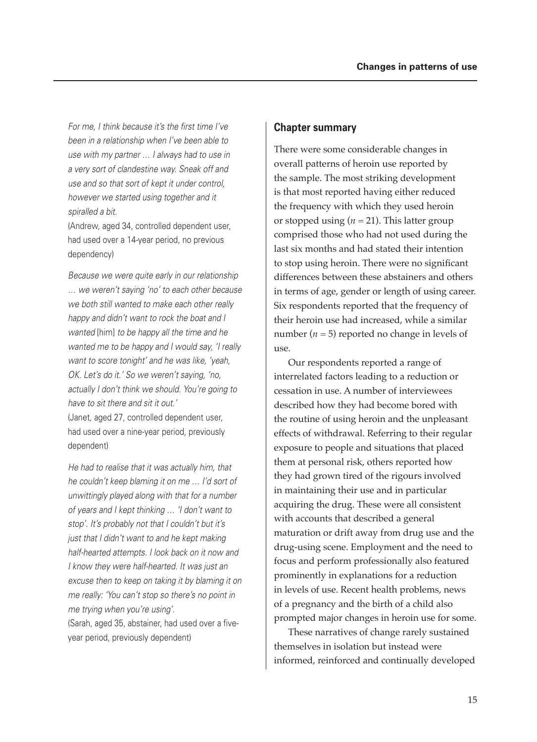*For me, I think because it's the first time I've been in a relationship when I've been able to use with my partner … I always had to use in a very sort of clandestine way. Sneak off and use and so that sort of kept it under control, however we started using together and it spiralled a bit.*

(Andrew, aged 34, controlled dependent user, had used over a 14-year period, no previous dependency)

*Because we were quite early in our relationship … we weren't saying 'no' to each other because we both still wanted to make each other really happy and didn't want to rock the boat and I wanted* [him] *to be happy all the time and he wanted me to be happy and I would say, 'I really want to score tonight' and he was like, 'yeah, OK. Let's do it.' So we weren't saying, 'no, actually I don't think we should. You're going to have to sit there and sit it out.'*

(Janet, aged 27, controlled dependent user, had used over a nine-year period, previously dependent)

*He had to realise that it was actually him, that he couldn't keep blaming it on me … I'd sort of unwittingly played along with that for a number of years and I kept thinking … 'I don't want to stop'. It's probably not that I couldn't but it's just that I didn't want to and he kept making half-hearted attempts. I look back on it now and I know they were half-hearted. It was just an excuse then to keep on taking it by blaming it on me really: 'You can't stop so there's no point in me trying when you're using'.*

(Sarah, aged 35, abstainer, had used over a five-year period, previously dependent)

## Chapter summary

There were some considerable changes in overall patterns of heroin use reported by the sample. The most striking development is that most reported having either reduced the frequency with which they used heroin or stopped using ($n = 21$). This latter group comprised those who had not used during the last six months and had stated their intention to stop using heroin. There were no significant differences between these abstainers and others in terms of age, gender or length of using career. Six respondents reported that the frequency of their heroin use had increased, while a similar number ($n = 5$) reported no change in levels of use.

Our respondents reported a range of interrelated factors leading to a reduction or cessation in use. A number of interviewees described how they had become bored with the routine of using heroin and the unpleasant effects of withdrawal. Referring to their regular exposure to people and situations that placed them at personal risk, others reported how they had grown tired of the rigours involved in maintaining their use and in particular acquiring the drug. These were all consistent with accounts that described a general maturation or drift away from drug use and the drug-using scene. Employment and the need to focus and perform professionally also featured prominently in explanations for a reduction in levels of use. Recent health problems, news of a pregnancy and the birth of a child also prompted major changes in heroin use for some.

These narratives of change rarely sustained themselves in isolation but instead were informed, reinforced and continually developed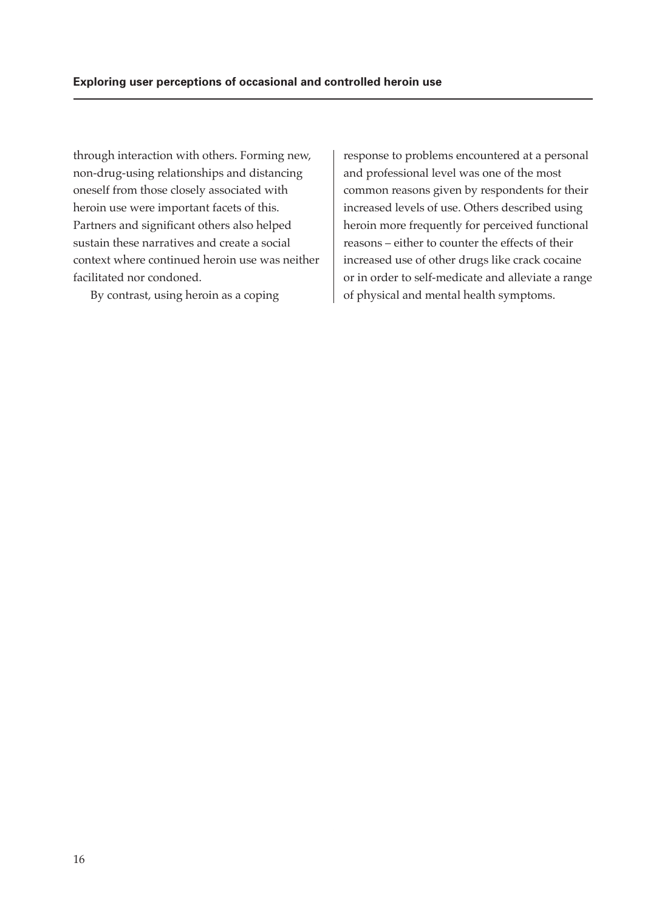through interaction with others. Forming new, non-drug-using relationships and distancing oneself from those closely associated with heroin use were important facets of this. Partners and significant others also helped sustain these narratives and create a social context where continued heroin use was neither facilitated nor condoned.

By contrast, using heroin as a coping response to problems encountered at a personal and professional level was one of the most common reasons given by respondents for their increased levels of use. Others described using heroin more frequently for perceived functional reasons – either to counter the effects of their increased use of other drugs like crack cocaine or in order to self-medicate and alleviate a range of physical and mental health symptoms.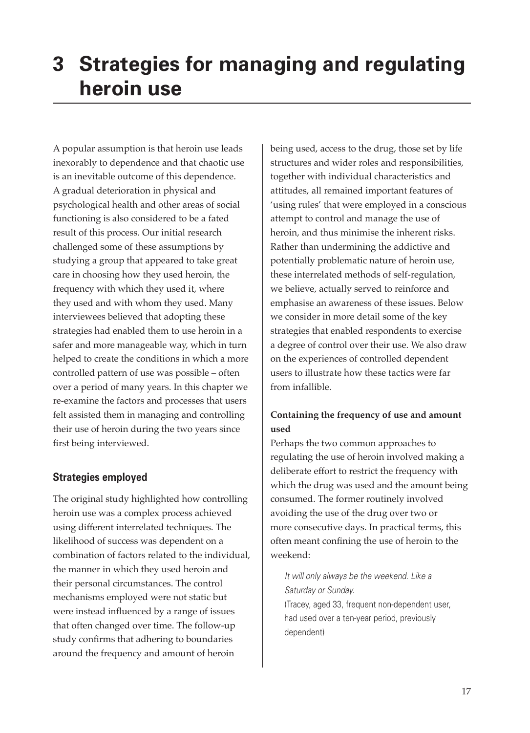# 3 Strategies for managing and regulating heroin use

A popular assumption is that heroin use leads inexorably to dependence and that chaotic use is an inevitable outcome of this dependence. A gradual deterioration in physical and psychological health and other areas of social functioning is also considered to be a fated result of this process. Our initial research challenged some of these assumptions by studying a group that appeared to take great care in choosing how they used heroin, the frequency with which they used it, where they used and with whom they used. Many interviewees believed that adopting these strategies had enabled them to use heroin in a safer and more manageable way, which in turn helped to create the conditions in which a more controlled pattern of use was possible – often over a period of many years. In this chapter we re-examine the factors and processes that users felt assisted them in managing and controlling their use of heroin during the two years since first being interviewed.

## Strategies employed

The original study highlighted how controlling heroin use was a complex process achieved using different interrelated techniques. The likelihood of success was dependent on a combination of factors related to the individual, the manner in which they used heroin and their personal circumstances. The control mechanisms employed were not static but were instead influenced by a range of issues that often changed over time. The follow-up study confirms that adhering to boundaries around the frequency and amount of heroin being used, access to the drug, those set by life structures and wider roles and responsibilities, together with individual characteristics and attitudes, all remained important features of 'using rules' that were employed in a conscious attempt to control and manage the use of heroin, and thus minimise the inherent risks. Rather than undermining the addictive and potentially problematic nature of heroin use, these interrelated methods of self-regulation, we believe, actually served to reinforce and emphasise an awareness of these issues. Below we consider in more detail some of the key strategies that enabled respondents to exercise a degree of control over their use. We also draw on the experiences of controlled dependent users to illustrate how these tactics were far from infallible.

**Containing the frequency of use and amount used**

Perhaps the two common approaches to regulating the use of heroin involved making a deliberate effort to restrict the frequency with which the drug was used and the amount being consumed. The former routinely involved avoiding the use of the drug over two or more consecutive days. In practical terms, this often meant confining the use of heroin to the weekend:

> *It will only always be the weekend. Like a Saturday or Sunday.*
> (Tracey, aged 33, frequent non-dependent user, had used over a ten-year period, previously dependent)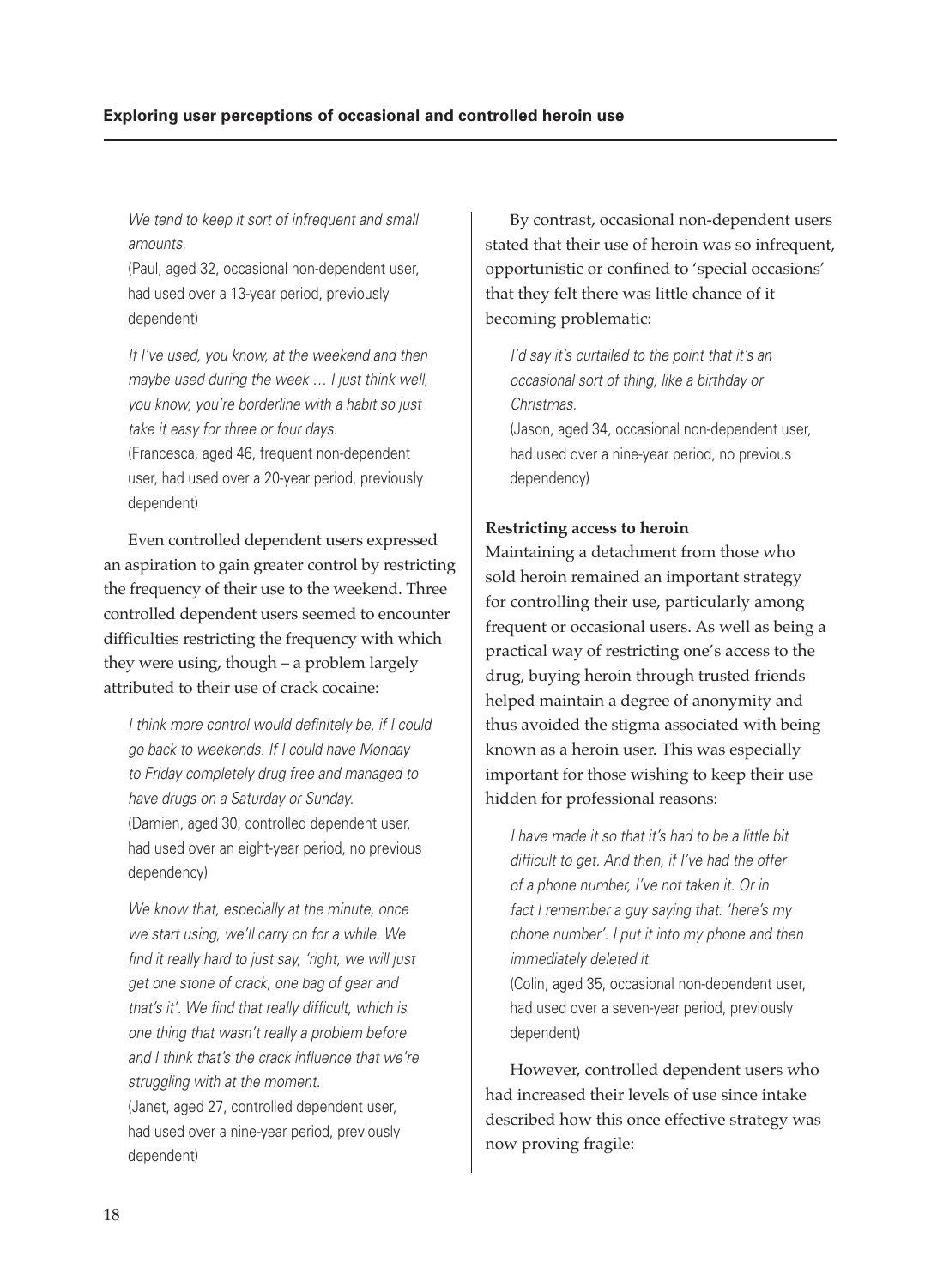*We tend to keep it sort of infrequent and small amounts.*

(Paul, aged 32, occasional non-dependent user, had used over a 13-year period, previously dependent)

*If I've used, you know, at the weekend and then maybe used during the week … I just think well, you know, you're borderline with a habit so just take it easy for three or four days.*

(Francesca, aged 46, frequent non-dependent user, had used over a 20-year period, previously dependent)

Even controlled dependent users expressed an aspiration to gain greater control by restricting the frequency of their use to the weekend. Three controlled dependent users seemed to encounter difficulties restricting the frequency with which they were using, though – a problem largely attributed to their use of crack cocaine:

*I think more control would definitely be, if I could go back to weekends. If I could have Monday to Friday completely drug free and managed to have drugs on a Saturday or Sunday.*

(Damien, aged 30, controlled dependent user, had used over an eight-year period, no previous dependency)

*We know that, especially at the minute, once we start using, we'll carry on for a while. We find it really hard to just say, 'right, we will just get one stone of crack, one bag of gear and that's it'. We find that really difficult, which is one thing that wasn't really a problem before and I think that's the crack influence that we're struggling with at the moment.*

(Janet, aged 27, controlled dependent user, had used over a nine-year period, previously dependent)

By contrast, occasional non-dependent users stated that their use of heroin was so infrequent, opportunistic or confined to 'special occasions' that they felt there was little chance of it becoming problematic:

*I'd say it's curtailed to the point that it's an occasional sort of thing, like a birthday or Christmas.*

(Jason, aged 34, occasional non-dependent user, had used over a nine-year period, no previous dependency)

### Restricting access to heroin

Maintaining a detachment from those who sold heroin remained an important strategy for controlling their use, particularly among frequent or occasional users. As well as being a practical way of restricting one's access to the drug, buying heroin through trusted friends helped maintain a degree of anonymity and thus avoided the stigma associated with being known as a heroin user. This was especially important for those wishing to keep their use hidden for professional reasons:

*I have made it so that it's had to be a little bit difficult to get. And then, if I've had the offer of a phone number, I've not taken it. Or in fact I remember a guy saying that: 'here's my phone number'. I put it into my phone and then immediately deleted it.*

(Colin, aged 35, occasional non-dependent user, had used over a seven-year period, previously dependent)

However, controlled dependent users who had increased their levels of use since intake described how this once effective strategy was now proving fragile: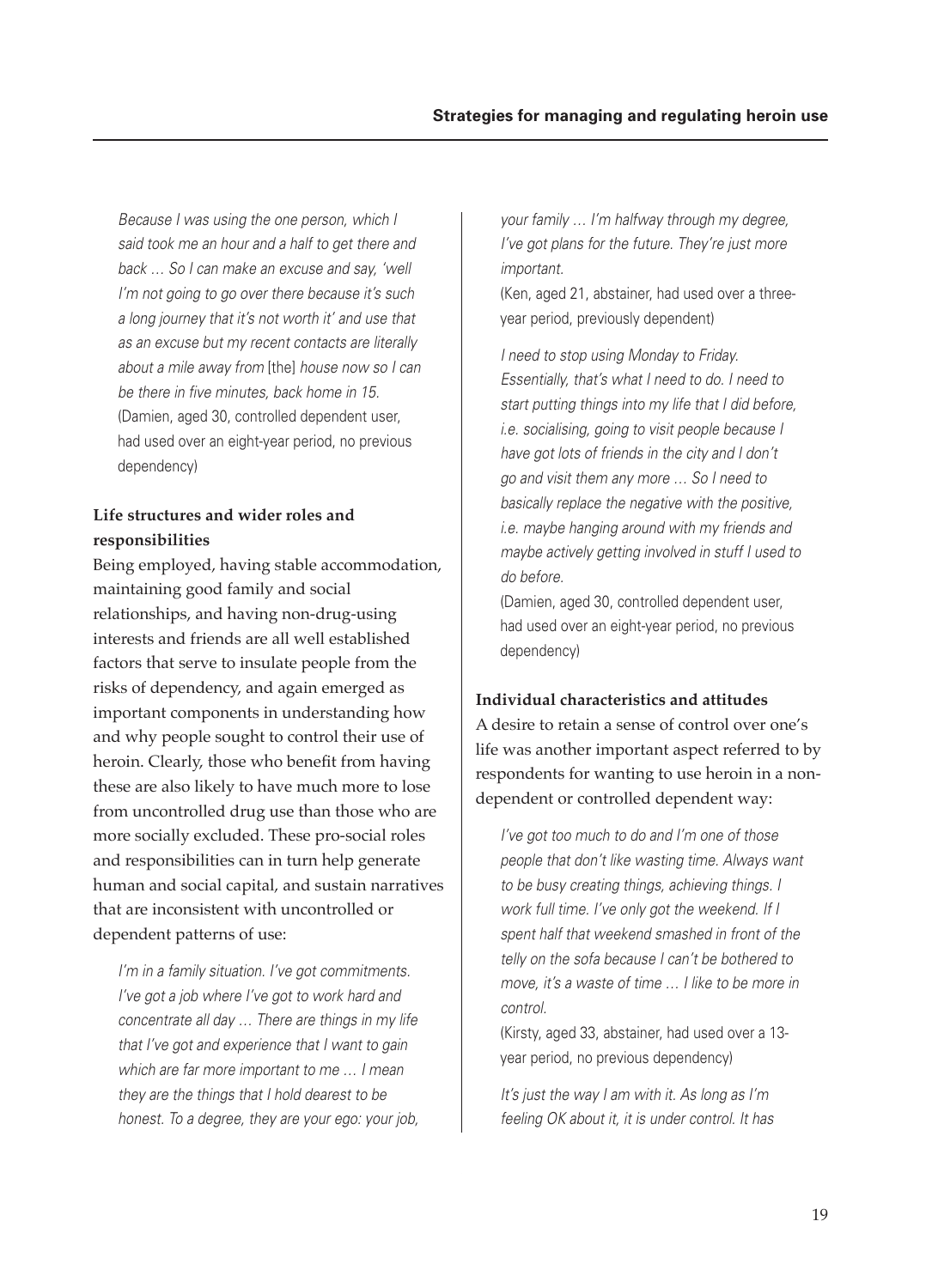*Because I was using the one person, which I said took me an hour and a half to get there and back … So I can make an excuse and say, 'well I'm not going to go over there because it's such a long journey that it's not worth it' and use that as an excuse but my recent contacts are literally about a mile away from* [the] *house now so I can be there in five minutes, back home in 15.*
(Damien, aged 30, controlled dependent user, had used over an eight-year period, no previous dependency)

### Life structures and wider roles and responsibilities

Being employed, having stable accommodation, maintaining good family and social relationships, and having non-drug-using interests and friends are all well established factors that serve to insulate people from the risks of dependency, and again emerged as important components in understanding how and why people sought to control their use of heroin. Clearly, those who benefit from having these are also likely to have much more to lose from uncontrolled drug use than those who are more socially excluded. These pro-social roles and responsibilities can in turn help generate human and social capital, and sustain narratives that are inconsistent with uncontrolled or dependent patterns of use:

*I'm in a family situation. I've got commitments. I've got a job where I've got to work hard and concentrate all day … There are things in my life that I've got and experience that I want to gain which are far more important to me … I mean they are the things that I hold dearest to be honest. To a degree, they are your ego: your job, your family … I'm halfway through my degree, I've got plans for the future. They're just more important.*
(Ken, aged 21, abstainer, had used over a three-year period, previously dependent)

*I need to stop using Monday to Friday. Essentially, that's what I need to do. I need to start putting things into my life that I did before, i.e. socialising, going to visit people because I have got lots of friends in the city and I don't go and visit them any more … So I need to basically replace the negative with the positive, i.e. maybe hanging around with my friends and maybe actively getting involved in stuff I used to do before.*
(Damien, aged 30, controlled dependent user, had used over an eight-year period, no previous dependency)

### Individual characteristics and attitudes

A desire to retain a sense of control over one's life was another important aspect referred to by respondents for wanting to use heroin in a non-dependent or controlled dependent way:

*I've got too much to do and I'm one of those people that don't like wasting time. Always want to be busy creating things, achieving things. I work full time. I've only got the weekend. If I spent half that weekend smashed in front of the telly on the sofa because I can't be bothered to move, it's a waste of time … I like to be more in control.*
(Kirsty, aged 33, abstainer, had used over a 13-year period, no previous dependency)

*It's just the way I am with it. As long as I'm feeling OK about it, it is under control. It has*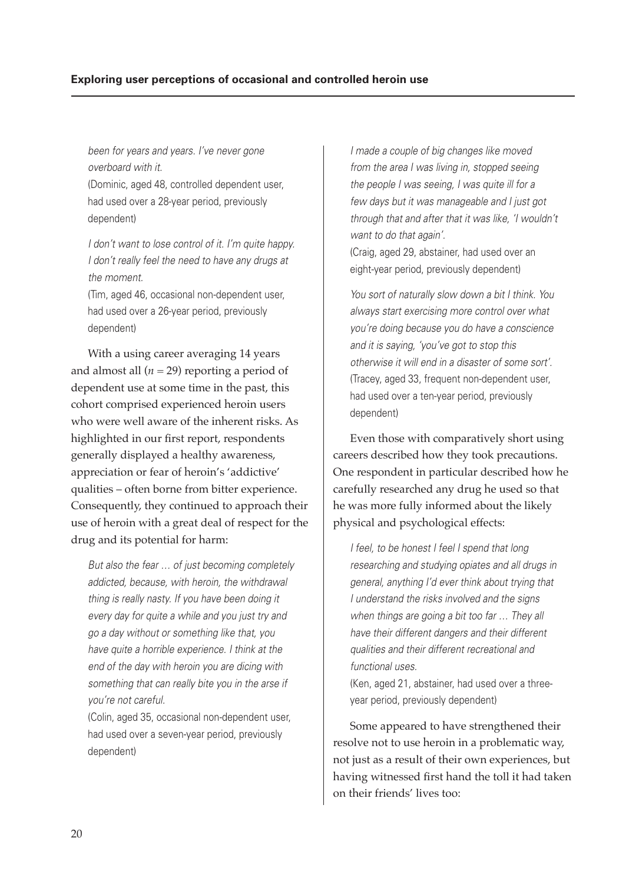*been for years and years. I've never gone overboard with it.*
(Dominic, aged 48, controlled dependent user, had used over a 28-year period, previously dependent)

*I don't want to lose control of it. I'm quite happy. I don't really feel the need to have any drugs at the moment.*
(Tim, aged 46, occasional non-dependent user, had used over a 26-year period, previously dependent)

With a using career averaging 14 years and almost all ($n = 29$) reporting a period of dependent use at some time in the past, this cohort comprised experienced heroin users who were well aware of the inherent risks. As highlighted in our first report, respondents generally displayed a healthy awareness, appreciation or fear of heroin's 'addictive' qualities – often borne from bitter experience. Consequently, they continued to approach their use of heroin with a great deal of respect for the drug and its potential for harm:

*But also the fear … of just becoming completely addicted, because, with heroin, the withdrawal thing is really nasty. If you have been doing it every day for quite a while and you just try and go a day without or something like that, you have quite a horrible experience. I think at the end of the day with heroin you are dicing with something that can really bite you in the arse if you're not careful.*
(Colin, aged 35, occasional non-dependent user, had used over a seven-year period, previously dependent)

*I made a couple of big changes like moved from the area I was living in, stopped seeing the people I was seeing, I was quite ill for a few days but it was manageable and I just got through that and after that it was like, 'I wouldn't want to do that again'.*
(Craig, aged 29, abstainer, had used over an eight-year period, previously dependent)

*You sort of naturally slow down a bit I think. You always start exercising more control over what you're doing because you do have a conscience and it is saying, 'you've got to stop this otherwise it will end in a disaster of some sort'.*
(Tracey, aged 33, frequent non-dependent user, had used over a ten-year period, previously dependent)

Even those with comparatively short using careers described how they took precautions. One respondent in particular described how he carefully researched any drug he used so that he was more fully informed about the likely physical and psychological effects:

*I feel, to be honest I feel I spend that long researching and studying opiates and all drugs in general, anything I'd ever think about trying that I understand the risks involved and the signs when things are going a bit too far … They all have their different dangers and their different qualities and their different recreational and functional uses.*
(Ken, aged 21, abstainer, had used over a three-year period, previously dependent)

Some appeared to have strengthened their resolve not to use heroin in a problematic way, not just as a result of their own experiences, but having witnessed first hand the toll it had taken on their friends' lives too: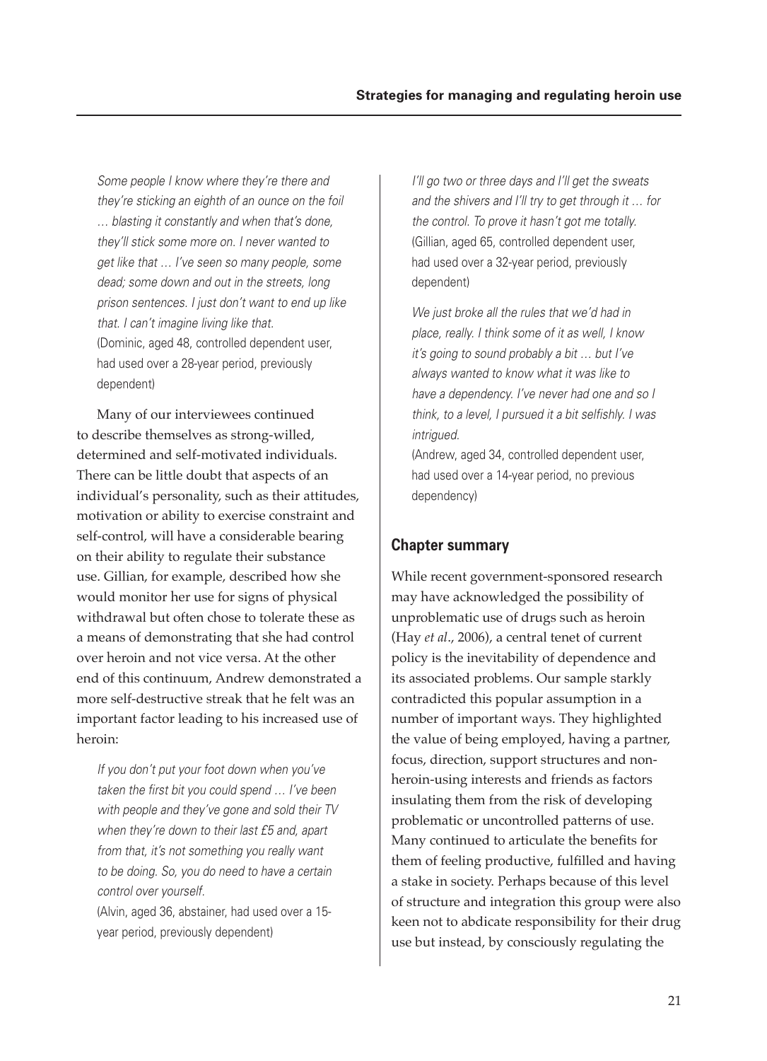*Some people I know where they're there and they're sticking an eighth of an ounce on the foil … blasting it constantly and when that's done, they'll stick some more on. I never wanted to get like that … I've seen so many people, some dead; some down and out in the streets, long prison sentences. I just don't want to end up like that. I can't imagine living like that.*
(Dominic, aged 48, controlled dependent user, had used over a 28-year period, previously dependent)

Many of our interviewees continued to describe themselves as strong-willed, determined and self-motivated individuals. There can be little doubt that aspects of an individual's personality, such as their attitudes, motivation or ability to exercise constraint and self-control, will have a considerable bearing on their ability to regulate their substance use. Gillian, for example, described how she would monitor her use for signs of physical withdrawal but often chose to tolerate these as a means of demonstrating that she had control over heroin and not vice versa. At the other end of this continuum, Andrew demonstrated a more self-destructive streak that he felt was an important factor leading to his increased use of heroin:

*If you don't put your foot down when you've taken the first bit you could spend … I've been with people and they've gone and sold their TV when they're down to their last £5 and, apart from that, it's not something you really want to be doing. So, you do need to have a certain control over yourself.*
(Alvin, aged 36, abstainer, had used over a 15-year period, previously dependent)

*I'll go two or three days and I'll get the sweats and the shivers and I'll try to get through it … for the control. To prove it hasn't got me totally.*
(Gillian, aged 65, controlled dependent user, had used over a 32-year period, previously dependent)

*We just broke all the rules that we'd had in place, really. I think some of it as well, I know it's going to sound probably a bit … but I've always wanted to know what it was like to have a dependency. I've never had one and so I think, to a level, I pursued it a bit selfishly. I was intrigued.*
(Andrew, aged 34, controlled dependent user, had used over a 14-year period, no previous dependency)

## Chapter summary

While recent government-sponsored research may have acknowledged the possibility of unproblematic use of drugs such as heroin (Hay *et al*., 2006), a central tenet of current policy is the inevitability of dependence and its associated problems. Our sample starkly contradicted this popular assumption in a number of important ways. They highlighted the value of being employed, having a partner, focus, direction, support structures and non-heroin-using interests and friends as factors insulating them from the risk of developing problematic or uncontrolled patterns of use. Many continued to articulate the benefits for them of feeling productive, fulfilled and having a stake in society. Perhaps because of this level of structure and integration this group were also keen not to abdicate responsibility for their drug use but instead, by consciously regulating the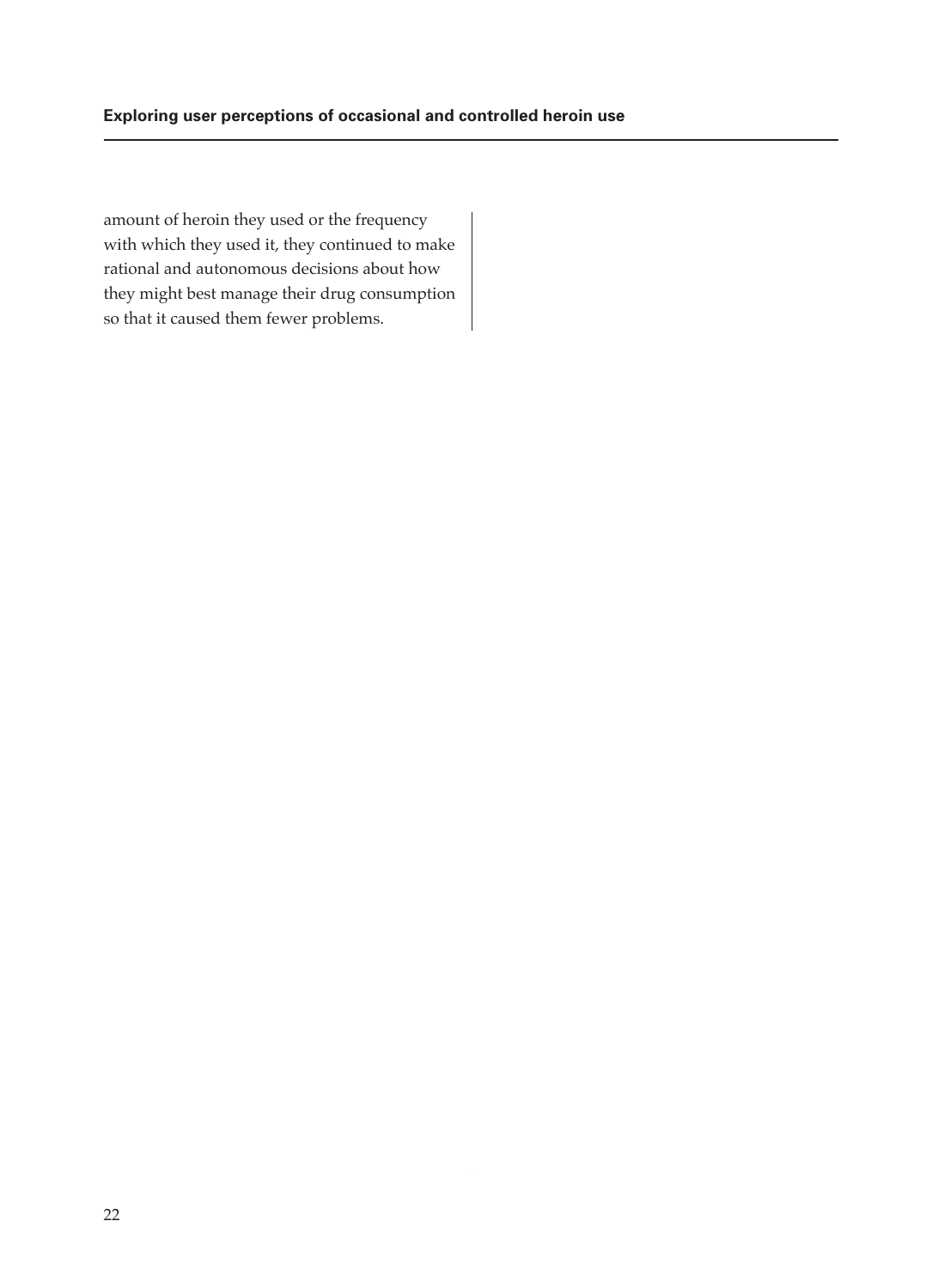amount of heroin they used or the frequency with which they used it, they continued to make rational and autonomous decisions about how they might best manage their drug consumption so that it caused them fewer problems.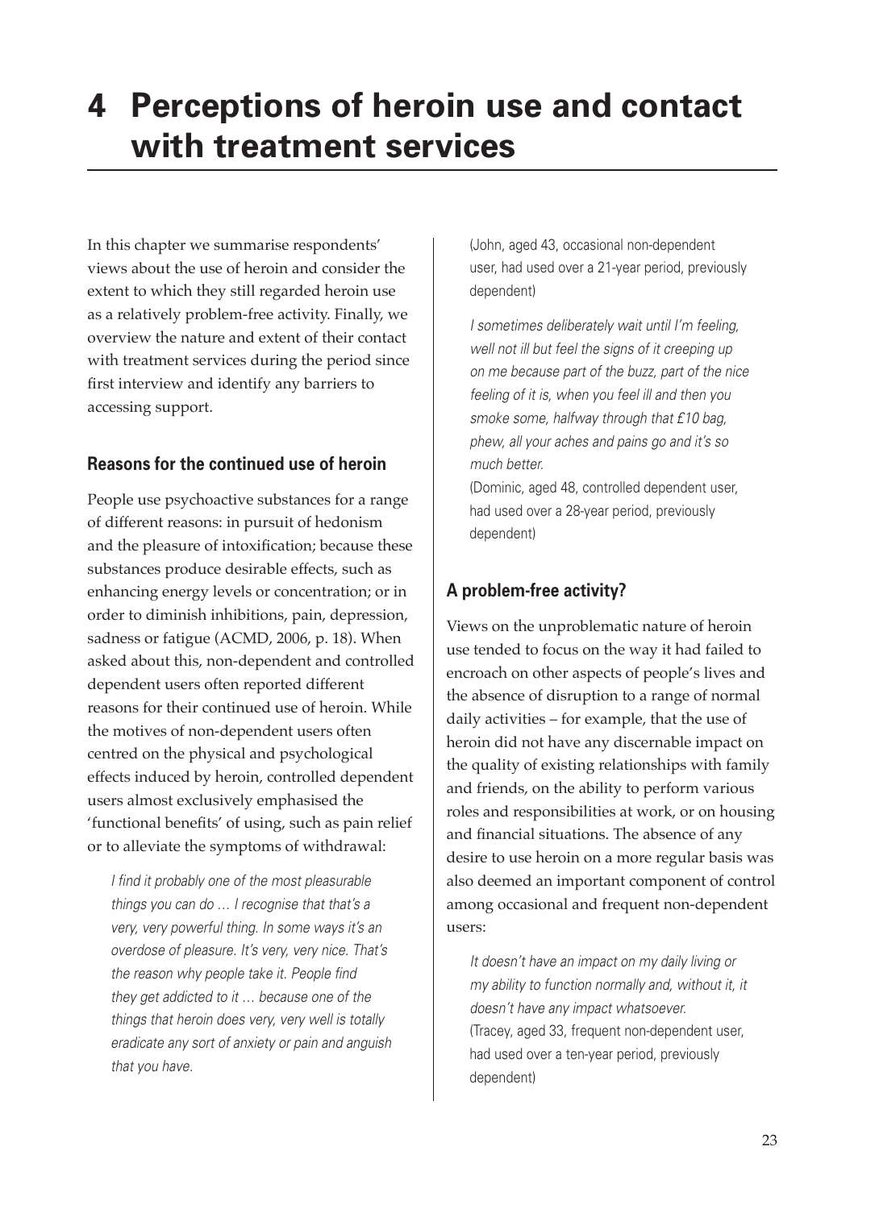# 4 Perceptions of heroin use and contact with treatment services

In this chapter we summarise respondents' views about the use of heroin and consider the extent to which they still regarded heroin use as a relatively problem-free activity. Finally, we overview the nature and extent of their contact with treatment services during the period since first interview and identify any barriers to accessing support.

## Reasons for the continued use of heroin

People use psychoactive substances for a range of different reasons: in pursuit of hedonism and the pleasure of intoxification; because these substances produce desirable effects, such as enhancing energy levels or concentration; or in order to diminish inhibitions, pain, depression, sadness or fatigue (ACMD, 2006, p. 18). When asked about this, non-dependent and controlled dependent users often reported different reasons for their continued use of heroin. While the motives of non-dependent users often centred on the physical and psychological effects induced by heroin, controlled dependent users almost exclusively emphasised the 'functional benefits' of using, such as pain relief or to alleviate the symptoms of withdrawal:

> *I find it probably one of the most pleasurable things you can do … I recognise that that's a very, very powerful thing. In some ways it's an overdose of pleasure. It's very, very nice. That's the reason why people take it. People find they get addicted to it … because one of the things that heroin does very, very well is totally eradicate any sort of anxiety or pain and anguish that you have.*
> (John, aged 43, occasional non-dependent user, had used over a 21-year period, previously dependent)

> *I sometimes deliberately wait until I'm feeling, well not ill but feel the signs of it creeping up on me because part of the buzz, part of the nice feeling of it is, when you feel ill and then you smoke some, halfway through that £10 bag, phew, all your aches and pains go and it's so much better.*
> (Dominic, aged 48, controlled dependent user, had used over a 28-year period, previously dependent)

## A problem-free activity?

Views on the unproblematic nature of heroin use tended to focus on the way it had failed to encroach on other aspects of people's lives and the absence of disruption to a range of normal daily activities – for example, that the use of heroin did not have any discernable impact on the quality of existing relationships with family and friends, on the ability to perform various roles and responsibilities at work, or on housing and financial situations. The absence of any desire to use heroin on a more regular basis was also deemed an important component of control among occasional and frequent non-dependent users:

> *It doesn't have an impact on my daily living or my ability to function normally and, without it, it doesn't have any impact whatsoever.*
> (Tracey, aged 33, frequent non-dependent user, had used over a ten-year period, previously dependent)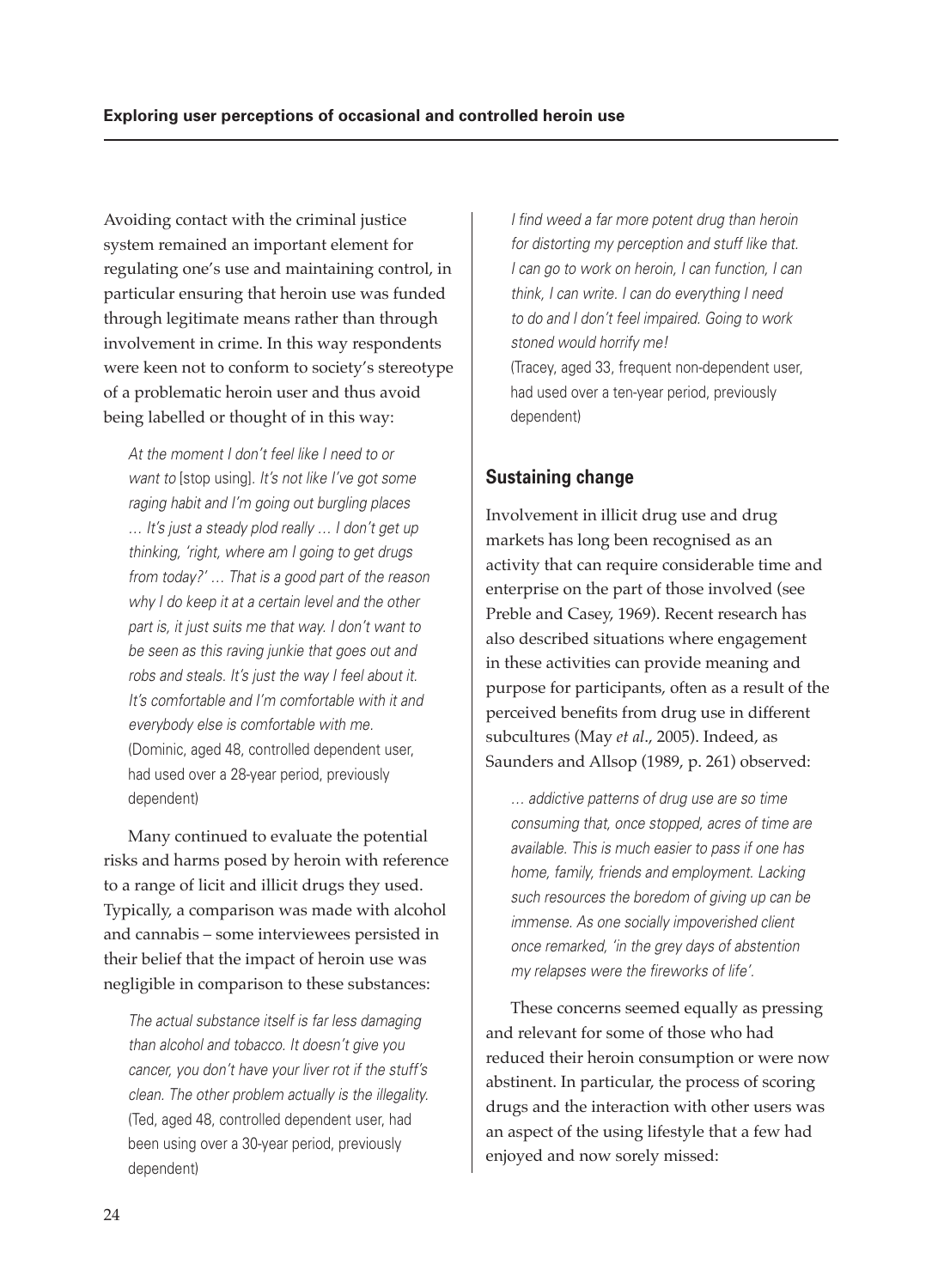Avoiding contact with the criminal justice system remained an important element for regulating one's use and maintaining control, in particular ensuring that heroin use was funded through legitimate means rather than through involvement in crime. In this way respondents were keen not to conform to society's stereotype of a problematic heroin user and thus avoid being labelled or thought of in this way:

> *At the moment I don't feel like I need to or want to* [stop using]*. It's not like I've got some raging habit and I'm going out burgling places … It's just a steady plod really … I don't get up thinking, 'right, where am I going to get drugs from today?' … That is a good part of the reason why I do keep it at a certain level and the other part is, it just suits me that way. I don't want to be seen as this raving junkie that goes out and robs and steals. It's just the way I feel about it. It's comfortable and I'm comfortable with it and everybody else is comfortable with me.*
> (Dominic, aged 48, controlled dependent user, had used over a 28-year period, previously dependent)

Many continued to evaluate the potential risks and harms posed by heroin with reference to a range of licit and illicit drugs they used. Typically, a comparison was made with alcohol and cannabis – some interviewees persisted in their belief that the impact of heroin use was negligible in comparison to these substances:

> *The actual substance itself is far less damaging than alcohol and tobacco. It doesn't give you cancer, you don't have your liver rot if the stuff's clean. The other problem actually is the illegality.*
> (Ted, aged 48, controlled dependent user, had been using over a 30-year period, previously dependent)

> *I find weed a far more potent drug than heroin for distorting my perception and stuff like that. I can go to work on heroin, I can function, I can think, I can write. I can do everything I need to do and I don't feel impaired. Going to work stoned would horrify me!*
> (Tracey, aged 33, frequent non-dependent user, had used over a ten-year period, previously dependent)

## Sustaining change

Involvement in illicit drug use and drug markets has long been recognised as an activity that can require considerable time and enterprise on the part of those involved (see Preble and Casey, 1969). Recent research has also described situations where engagement in these activities can provide meaning and purpose for participants, often as a result of the perceived benefits from drug use in different subcultures (May *et al*., 2005). Indeed, as Saunders and Allsop (1989, p. 261) observed:

> *… addictive patterns of drug use are so time consuming that, once stopped, acres of time are available. This is much easier to pass if one has home, family, friends and employment. Lacking such resources the boredom of giving up can be immense. As one socially impoverished client once remarked, 'in the grey days of abstention my relapses were the fireworks of life'.*

These concerns seemed equally as pressing and relevant for some of those who had reduced their heroin consumption or were now abstinent. In particular, the process of scoring drugs and the interaction with other users was an aspect of the using lifestyle that a few had enjoyed and now sorely missed: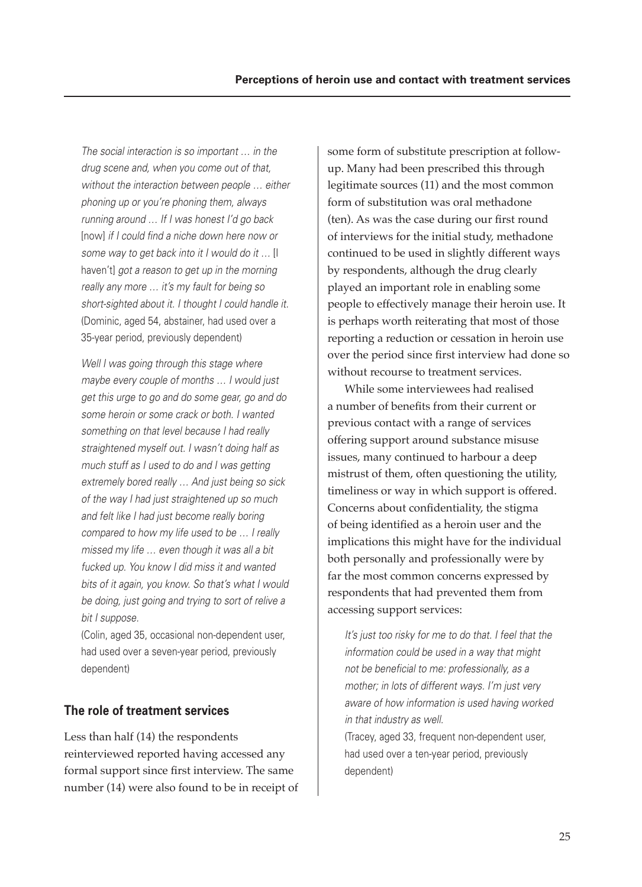*The social interaction is so important … in the drug scene and, when you come out of that, without the interaction between people … either phoning up or you're phoning them, always running around … If I was honest I'd go back* [now] *if I could find a niche down here now or some way to get back into it I would do it …* [I haven't] *got a reason to get up in the morning really any more … it's my fault for being so short-sighted about it. I thought I could handle it.* (Dominic, aged 54, abstainer, had used over a 35-year period, previously dependent)

*Well I was going through this stage where maybe every couple of months … I would just get this urge to go and do some gear, go and do some heroin or some crack or both. I wanted something on that level because I had really straightened myself out. I wasn't doing half as much stuff as I used to do and I was getting extremely bored really … And just being so sick of the way I had just straightened up so much and felt like I had just become really boring compared to how my life used to be … I really missed my life … even though it was all a bit fucked up. You know I did miss it and wanted bits of it again, you know. So that's what I would be doing, just going and trying to sort of relive a bit I suppose.*
(Colin, aged 35, occasional non-dependent user, had used over a seven-year period, previously dependent)

## The role of treatment services

Less than half (14) the respondents reinterviewed reported having accessed any formal support since first interview. The same number (14) were also found to be in receipt of some form of substitute prescription at follow-up. Many had been prescribed this through legitimate sources (11) and the most common form of substitution was oral methadone (ten). As was the case during our first round of interviews for the initial study, methadone continued to be used in slightly different ways by respondents, although the drug clearly played an important role in enabling some people to effectively manage their heroin use. It is perhaps worth reiterating that most of those reporting a reduction or cessation in heroin use over the period since first interview had done so without recourse to treatment services.

While some interviewees had realised a number of benefits from their current or previous contact with a range of services offering support around substance misuse issues, many continued to harbour a deep mistrust of them, often questioning the utility, timeliness or way in which support is offered. Concerns about confidentiality, the stigma of being identified as a heroin user and the implications this might have for the individual both personally and professionally were by far the most common concerns expressed by respondents that had prevented them from accessing support services:

*It's just too risky for me to do that. I feel that the information could be used in a way that might not be beneficial to me: professionally, as a mother; in lots of different ways. I'm just very aware of how information is used having worked in that industry as well.*
(Tracey, aged 33, frequent non-dependent user, had used over a ten-year period, previously dependent)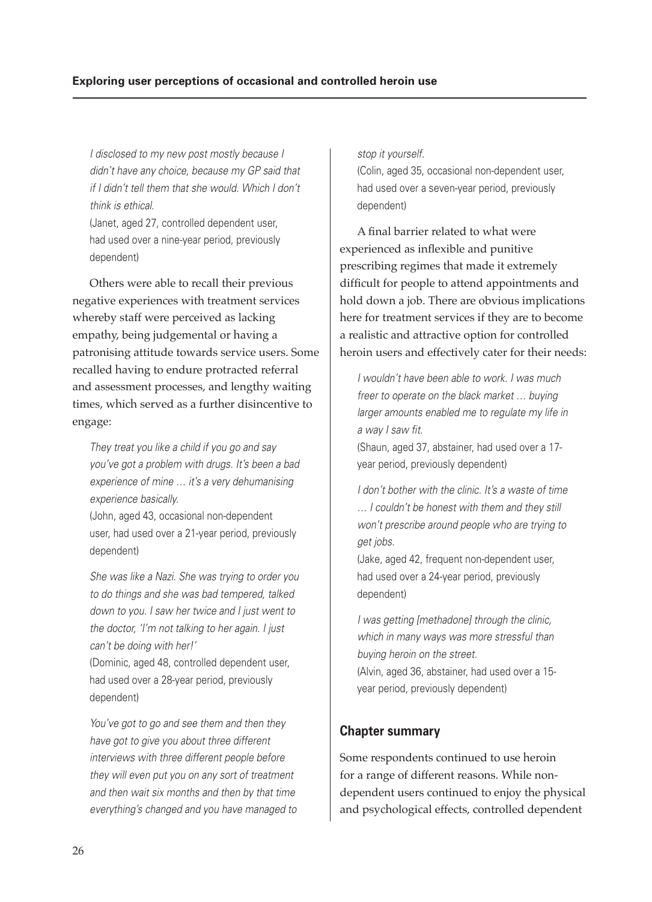*I disclosed to my new post mostly because I didn't have any choice, because my GP said that if I didn't tell them that she would. Which I don't think is ethical.*

(Janet, aged 27, controlled dependent user, had used over a nine-year period, previously dependent)

Others were able to recall their previous negative experiences with treatment services whereby staff were perceived as lacking empathy, being judgemental or having a patronising attitude towards service users. Some recalled having to endure protracted referral and assessment processes, and lengthy waiting times, which served as a further disincentive to engage:

*They treat you like a child if you go and say you've got a problem with drugs. It's been a bad experience of mine … it's a very dehumanising experience basically.*

(John, aged 43, occasional non-dependent user, had used over a 21-year period, previously dependent)

*She was like a Nazi. She was trying to order you to do things and she was bad tempered, talked down to you. I saw her twice and I just went to the doctor, 'I'm not talking to her again. I just can't be doing with her!'*

(Dominic, aged 48, controlled dependent user, had used over a 28-year period, previously dependent)

*You've got to go and see them and then they have got to give you about three different interviews with three different people before they will even put you on any sort of treatment and then wait six months and then by that time everything's changed and you have managed to stop it yourself.*

(Colin, aged 35, occasional non-dependent user, had used over a seven-year period, previously dependent)

A final barrier related to what were experienced as inflexible and punitive prescribing regimes that made it extremely difficult for people to attend appointments and hold down a job. There are obvious implications here for treatment services if they are to become a realistic and attractive option for controlled heroin users and effectively cater for their needs:

*I wouldn't have been able to work. I was much freer to operate on the black market … buying larger amounts enabled me to regulate my life in a way I saw fit.*

(Shaun, aged 37, abstainer, had used over a 17-year period, previously dependent)

*I don't bother with the clinic. It's a waste of time … I couldn't be honest with them and they still won't prescribe around people who are trying to get jobs.*

(Jake, aged 42, frequent non-dependent user, had used over a 24-year period, previously dependent)

*I was getting [methadone] through the clinic, which in many ways was more stressful than buying heroin on the street.*

(Alvin, aged 36, abstainer, had used over a 15-year period, previously dependent)

## Chapter summary

Some respondents continued to use heroin for a range of different reasons. While non-dependent users continued to enjoy the physical and psychological effects, controlled dependent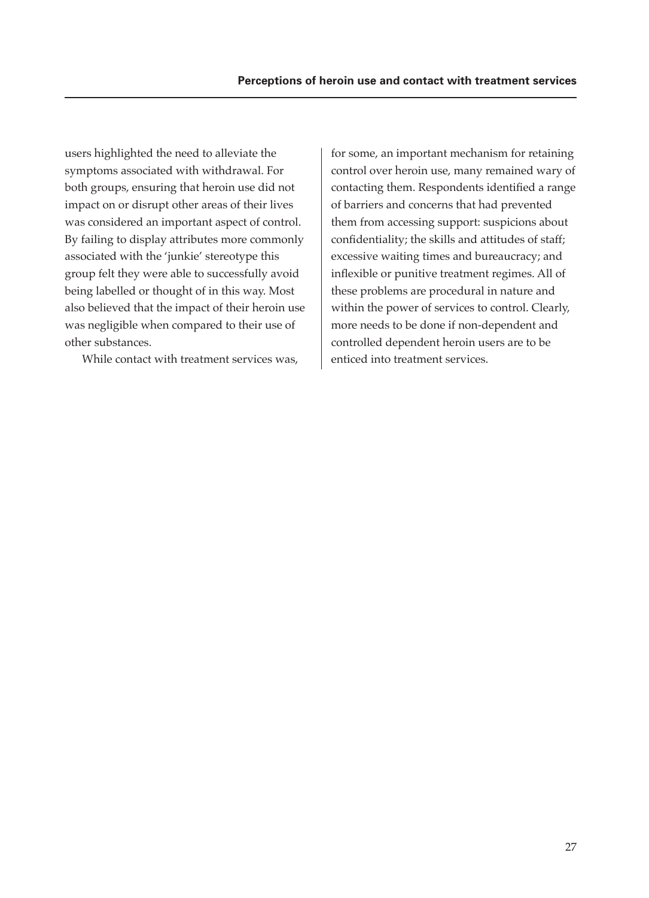users highlighted the need to alleviate the symptoms associated with withdrawal. For both groups, ensuring that heroin use did not impact on or disrupt other areas of their lives was considered an important aspect of control. By failing to display attributes more commonly associated with the 'junkie' stereotype this group felt they were able to successfully avoid being labelled or thought of in this way. Most also believed that the impact of their heroin use was negligible when compared to their use of other substances.

While contact with treatment services was, for some, an important mechanism for retaining control over heroin use, many remained wary of contacting them. Respondents identified a range of barriers and concerns that had prevented them from accessing support: suspicions about confidentiality; the skills and attitudes of staff; excessive waiting times and bureaucracy; and inflexible or punitive treatment regimes. All of these problems are procedural in nature and within the power of services to control. Clearly, more needs to be done if non-dependent and controlled dependent heroin users are to be enticed into treatment services.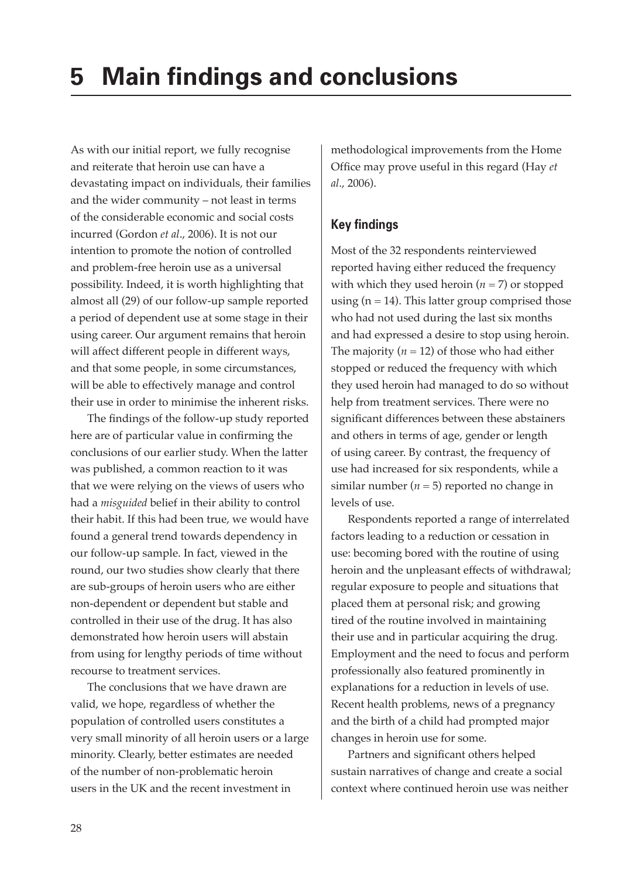# 5 Main findings and conclusions

As with our initial report, we fully recognise and reiterate that heroin use can have a devastating impact on individuals, their families and the wider community – not least in terms of the considerable economic and social costs incurred (Gordon *et al*., 2006). It is not our intention to promote the notion of controlled and problem-free heroin use as a universal possibility. Indeed, it is worth highlighting that almost all (29) of our follow-up sample reported a period of dependent use at some stage in their using career. Our argument remains that heroin will affect different people in different ways, and that some people, in some circumstances, will be able to effectively manage and control their use in order to minimise the inherent risks.

The findings of the follow-up study reported here are of particular value in confirming the conclusions of our earlier study. When the latter was published, a common reaction to it was that we were relying on the views of users who had a *misguided* belief in their ability to control their habit. If this had been true, we would have found a general trend towards dependency in our follow-up sample. In fact, viewed in the round, our two studies show clearly that there are sub-groups of heroin users who are either non-dependent or dependent but stable and controlled in their use of the drug. It has also demonstrated how heroin users will abstain from using for lengthy periods of time without recourse to treatment services.

The conclusions that we have drawn are valid, we hope, regardless of whether the population of controlled users constitutes a very small minority of all heroin users or a large minority. Clearly, better estimates are needed of the number of non-problematic heroin users in the UK and the recent investment in methodological improvements from the Home Office may prove useful in this regard (Hay *et al*., 2006).

## Key findings

Most of the 32 respondents reinterviewed reported having either reduced the frequency with which they used heroin ($n = 7$) or stopped using ($n = 14$). This latter group comprised those who had not used during the last six months and had expressed a desire to stop using heroin. The majority ($n = 12$) of those who had either stopped or reduced the frequency with which they used heroin had managed to do so without help from treatment services. There were no significant differences between these abstainers and others in terms of age, gender or length of using career. By contrast, the frequency of use had increased for six respondents, while a similar number ($n = 5$) reported no change in levels of use.

Respondents reported a range of interrelated factors leading to a reduction or cessation in use: becoming bored with the routine of using heroin and the unpleasant effects of withdrawal; regular exposure to people and situations that placed them at personal risk; and growing tired of the routine involved in maintaining their use and in particular acquiring the drug. Employment and the need to focus and perform professionally also featured prominently in explanations for a reduction in levels of use. Recent health problems, news of a pregnancy and the birth of a child had prompted major changes in heroin use for some.

Partners and significant others helped sustain narratives of change and create a social context where continued heroin use was neither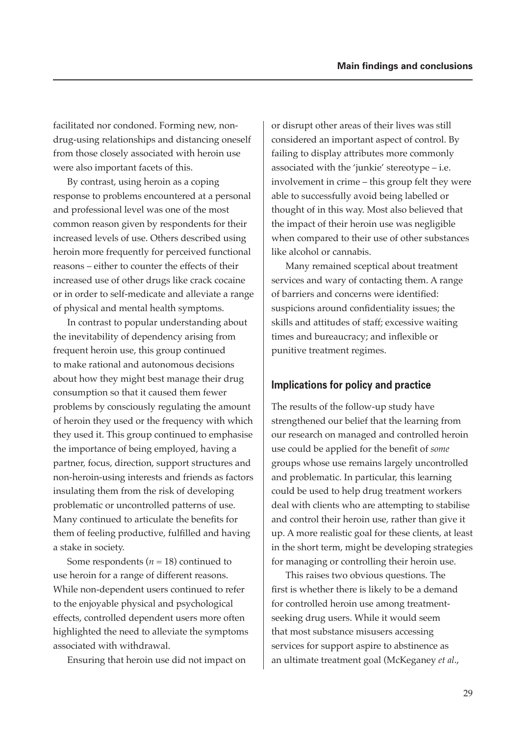facilitated nor condoned. Forming new, non-drug-using relationships and distancing oneself from those closely associated with heroin use were also important facets of this.

By contrast, using heroin as a coping response to problems encountered at a personal and professional level was one of the most common reason given by respondents for their increased levels of use. Others described using heroin more frequently for perceived functional reasons – either to counter the effects of their increased use of other drugs like crack cocaine or in order to self-medicate and alleviate a range of physical and mental health symptoms.

In contrast to popular understanding about the inevitability of dependency arising from frequent heroin use, this group continued to make rational and autonomous decisions about how they might best manage their drug consumption so that it caused them fewer problems by consciously regulating the amount of heroin they used or the frequency with which they used it. This group continued to emphasise the importance of being employed, having a partner, focus, direction, support structures and non-heroin-using interests and friends as factors insulating them from the risk of developing problematic or uncontrolled patterns of use. Many continued to articulate the benefits for them of feeling productive, fulfilled and having a stake in society.

Some respondents ($n = 18$) continued to use heroin for a range of different reasons. While non-dependent users continued to refer to the enjoyable physical and psychological effects, controlled dependent users more often highlighted the need to alleviate the symptoms associated with withdrawal.

Ensuring that heroin use did not impact on or disrupt other areas of their lives was still considered an important aspect of control. By failing to display attributes more commonly associated with the 'junkie' stereotype – i.e. involvement in crime – this group felt they were able to successfully avoid being labelled or thought of in this way. Most also believed that the impact of their heroin use was negligible when compared to their use of other substances like alcohol or cannabis.

Many remained sceptical about treatment services and wary of contacting them. A range of barriers and concerns were identified: suspicions around confidentiality issues; the skills and attitudes of staff; excessive waiting times and bureaucracy; and inflexible or punitive treatment regimes.

## Implications for policy and practice

The results of the follow-up study have strengthened our belief that the learning from our research on managed and controlled heroin use could be applied for the benefit of *some* groups whose use remains largely uncontrolled and problematic. In particular, this learning could be used to help drug treatment workers deal with clients who are attempting to stabilise and control their heroin use, rather than give it up. A more realistic goal for these clients, at least in the short term, might be developing strategies for managing or controlling their heroin use.

This raises two obvious questions. The first is whether there is likely to be a demand for controlled heroin use among treatment-seeking drug users. While it would seem that most substance misusers accessing services for support aspire to abstinence as an ultimate treatment goal (McKeganey *et al*.,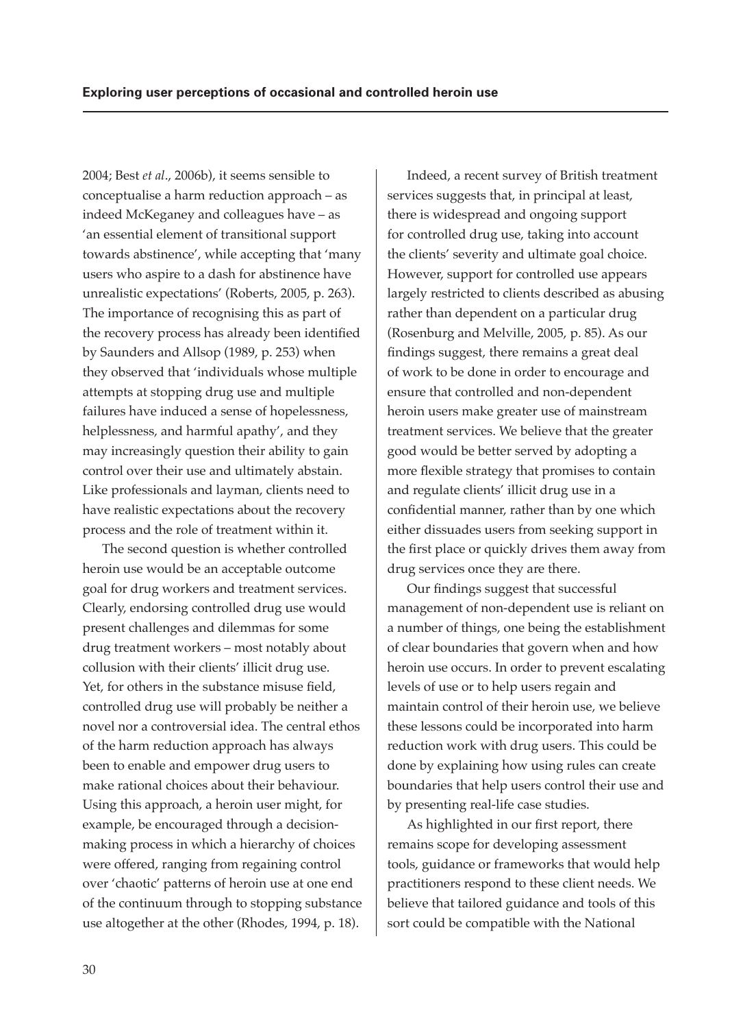2004; Best *et al*., 2006b), it seems sensible to conceptualise a harm reduction approach – as indeed McKeganey and colleagues have – as 'an essential element of transitional support towards abstinence', while accepting that 'many users who aspire to a dash for abstinence have unrealistic expectations' (Roberts, 2005, p. 263). The importance of recognising this as part of the recovery process has already been identified by Saunders and Allsop (1989, p. 253) when they observed that 'individuals whose multiple attempts at stopping drug use and multiple failures have induced a sense of hopelessness, helplessness, and harmful apathy', and they may increasingly question their ability to gain control over their use and ultimately abstain. Like professionals and layman, clients need to have realistic expectations about the recovery process and the role of treatment within it.

The second question is whether controlled heroin use would be an acceptable outcome goal for drug workers and treatment services. Clearly, endorsing controlled drug use would present challenges and dilemmas for some drug treatment workers – most notably about collusion with their clients' illicit drug use. Yet, for others in the substance misuse field, controlled drug use will probably be neither a novel nor a controversial idea. The central ethos of the harm reduction approach has always been to enable and empower drug users to make rational choices about their behaviour. Using this approach, a heroin user might, for example, be encouraged through a decision-making process in which a hierarchy of choices were offered, ranging from regaining control over 'chaotic' patterns of heroin use at one end of the continuum through to stopping substance use altogether at the other (Rhodes, 1994, p. 18).

Indeed, a recent survey of British treatment services suggests that, in principal at least, there is widespread and ongoing support for controlled drug use, taking into account the clients' severity and ultimate goal choice. However, support for controlled use appears largely restricted to clients described as abusing rather than dependent on a particular drug (Rosenburg and Melville, 2005, p. 85). As our findings suggest, there remains a great deal of work to be done in order to encourage and ensure that controlled and non-dependent heroin users make greater use of mainstream treatment services. We believe that the greater good would be better served by adopting a more flexible strategy that promises to contain and regulate clients' illicit drug use in a confidential manner, rather than by one which either dissuades users from seeking support in the first place or quickly drives them away from drug services once they are there.

Our findings suggest that successful management of non-dependent use is reliant on a number of things, one being the establishment of clear boundaries that govern when and how heroin use occurs. In order to prevent escalating levels of use or to help users regain and maintain control of their heroin use, we believe these lessons could be incorporated into harm reduction work with drug users. This could be done by explaining how using rules can create boundaries that help users control their use and by presenting real-life case studies.

As highlighted in our first report, there remains scope for developing assessment tools, guidance or frameworks that would help practitioners respond to these client needs. We believe that tailored guidance and tools of this sort could be compatible with the National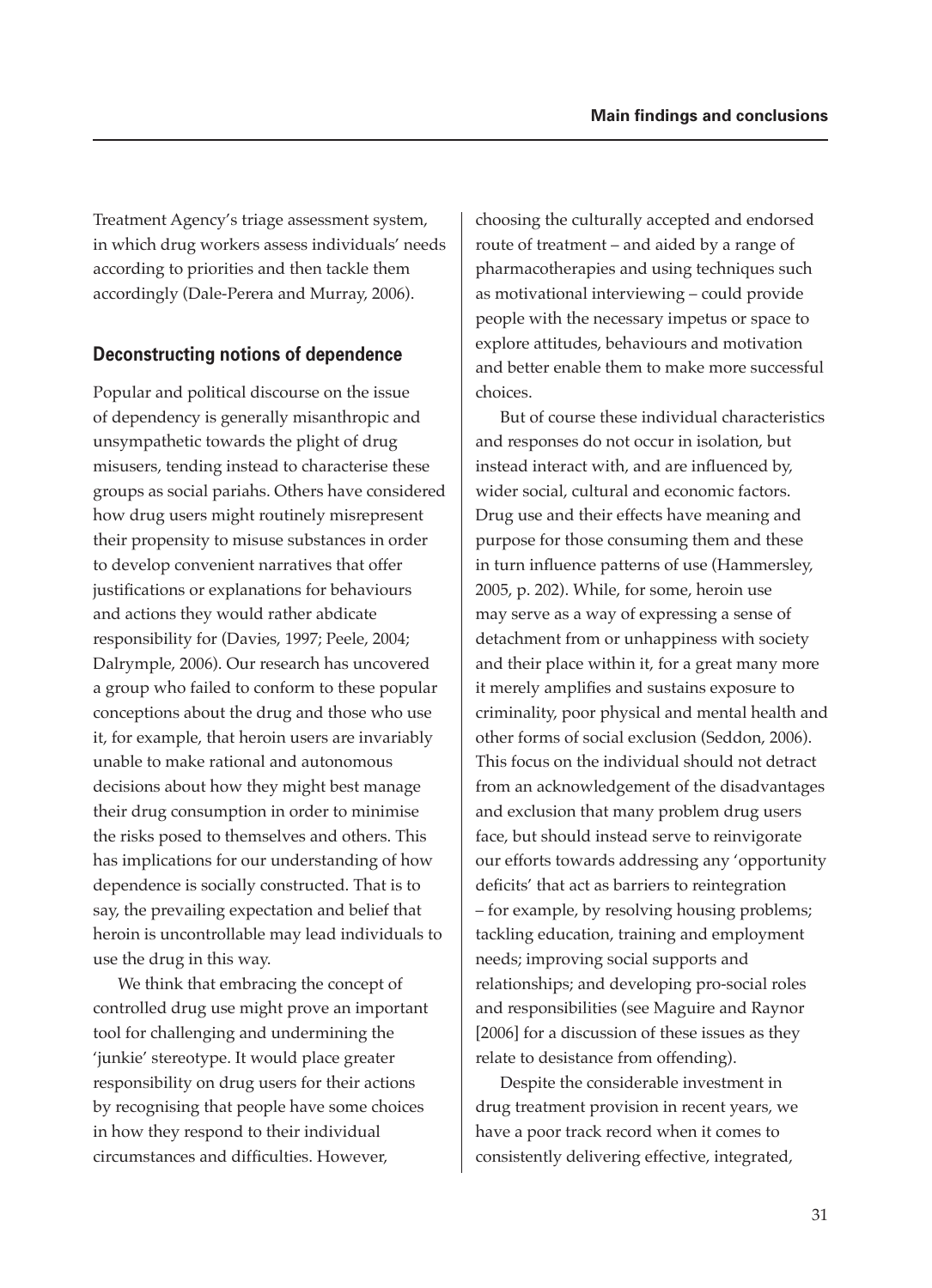Treatment Agency's triage assessment system, in which drug workers assess individuals' needs according to priorities and then tackle them accordingly (Dale-Perera and Murray, 2006).

## Deconstructing notions of dependence

Popular and political discourse on the issue of dependency is generally misanthropic and unsympathetic towards the plight of drug misusers, tending instead to characterise these groups as social pariahs. Others have considered how drug users might routinely misrepresent their propensity to misuse substances in order to develop convenient narratives that offer justifications or explanations for behaviours and actions they would rather abdicate responsibility for (Davies, 1997; Peele, 2004; Dalrymple, 2006). Our research has uncovered a group who failed to conform to these popular conceptions about the drug and those who use it, for example, that heroin users are invariably unable to make rational and autonomous decisions about how they might best manage their drug consumption in order to minimise the risks posed to themselves and others. This has implications for our understanding of how dependence is socially constructed. That is to say, the prevailing expectation and belief that heroin is uncontrollable may lead individuals to use the drug in this way.

We think that embracing the concept of controlled drug use might prove an important tool for challenging and undermining the 'junkie' stereotype. It would place greater responsibility on drug users for their actions by recognising that people have some choices in how they respond to their individual circumstances and difficulties. However, choosing the culturally accepted and endorsed route of treatment – and aided by a range of pharmacotherapies and using techniques such as motivational interviewing – could provide people with the necessary impetus or space to explore attitudes, behaviours and motivation and better enable them to make more successful choices.

But of course these individual characteristics and responses do not occur in isolation, but instead interact with, and are influenced by, wider social, cultural and economic factors. Drug use and their effects have meaning and purpose for those consuming them and these in turn influence patterns of use (Hammersley, 2005, p. 202). While, for some, heroin use may serve as a way of expressing a sense of detachment from or unhappiness with society and their place within it, for a great many more it merely amplifies and sustains exposure to criminality, poor physical and mental health and other forms of social exclusion (Seddon, 2006). This focus on the individual should not detract from an acknowledgement of the disadvantages and exclusion that many problem drug users face, but should instead serve to reinvigorate our efforts towards addressing any 'opportunity deficits' that act as barriers to reintegration – for example, by resolving housing problems; tackling education, training and employment needs; improving social supports and relationships; and developing pro-social roles and responsibilities (see Maguire and Raynor [2006] for a discussion of these issues as they relate to desistance from offending).

Despite the considerable investment in drug treatment provision in recent years, we have a poor track record when it comes to consistently delivering effective, integrated,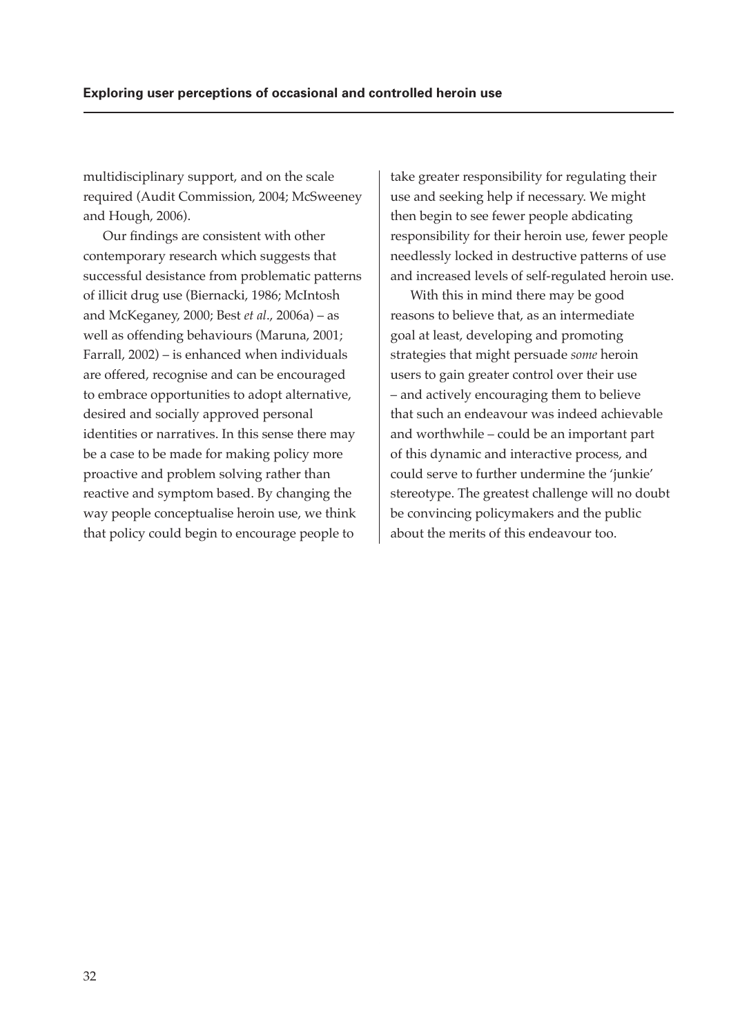multidisciplinary support, and on the scale required (Audit Commission, 2004; McSweeney and Hough, 2006).

Our findings are consistent with other contemporary research which suggests that successful desistance from problematic patterns of illicit drug use (Biernacki, 1986; McIntosh and McKeganey, 2000; Best *et al*., 2006a) – as well as offending behaviours (Maruna, 2001; Farrall, 2002) – is enhanced when individuals are offered, recognise and can be encouraged to embrace opportunities to adopt alternative, desired and socially approved personal identities or narratives. In this sense there may be a case to be made for making policy more proactive and problem solving rather than reactive and symptom based. By changing the way people conceptualise heroin use, we think that policy could begin to encourage people to take greater responsibility for regulating their use and seeking help if necessary. We might then begin to see fewer people abdicating responsibility for their heroin use, fewer people needlessly locked in destructive patterns of use and increased levels of self-regulated heroin use.

With this in mind there may be good reasons to believe that, as an intermediate goal at least, developing and promoting strategies that might persuade *some* heroin users to gain greater control over their use – and actively encouraging them to believe that such an endeavour was indeed achievable and worthwhile – could be an important part of this dynamic and interactive process, and could serve to further undermine the 'junkie' stereotype. The greatest challenge will no doubt be convincing policymakers and the public about the merits of this endeavour too.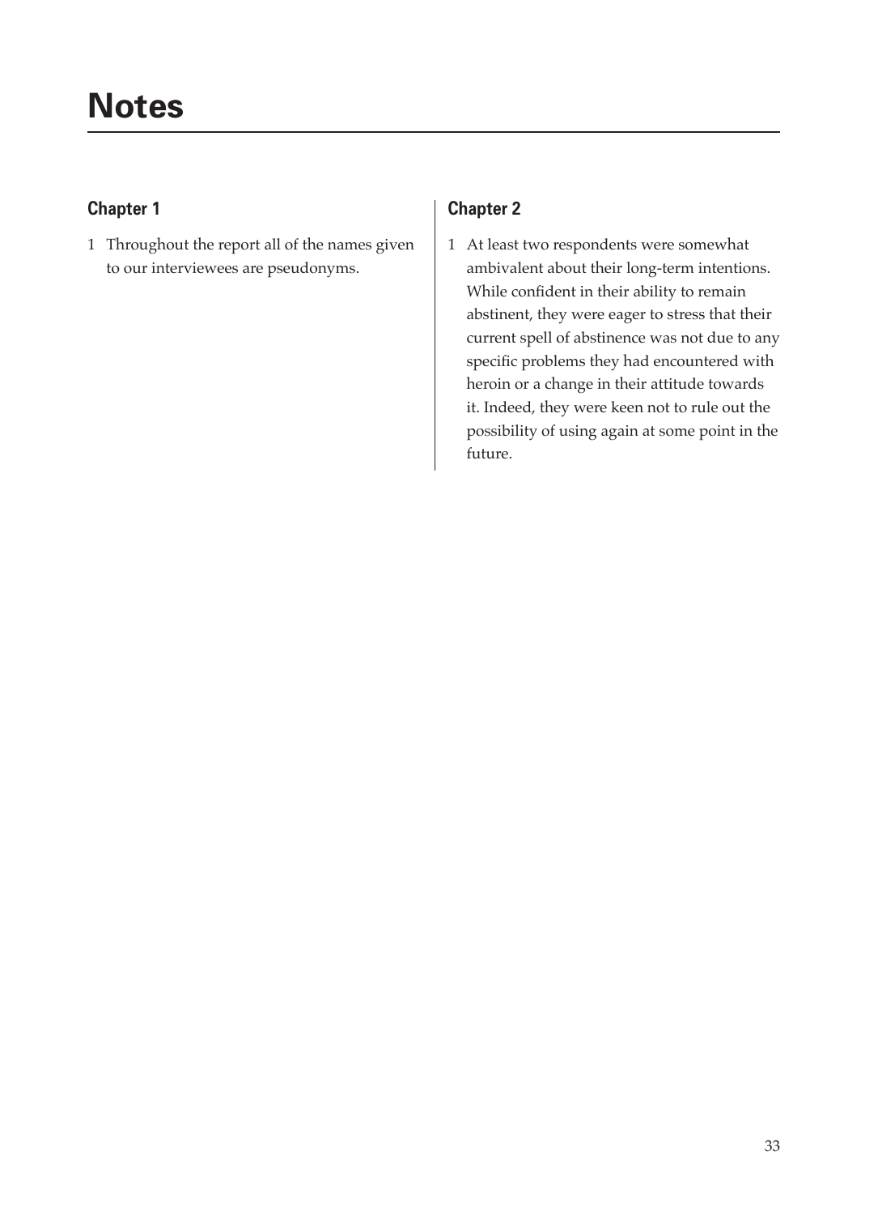# Notes

## Chapter 1

1 Throughout the report all of the names given to our interviewees are pseudonyms.

## Chapter 2

1 At least two respondents were somewhat ambivalent about their long-term intentions. While confident in their ability to remain abstinent, they were eager to stress that their current spell of abstinence was not due to any specific problems they had encountered with heroin or a change in their attitude towards it. Indeed, they were keen not to rule out the possibility of using again at some point in the future.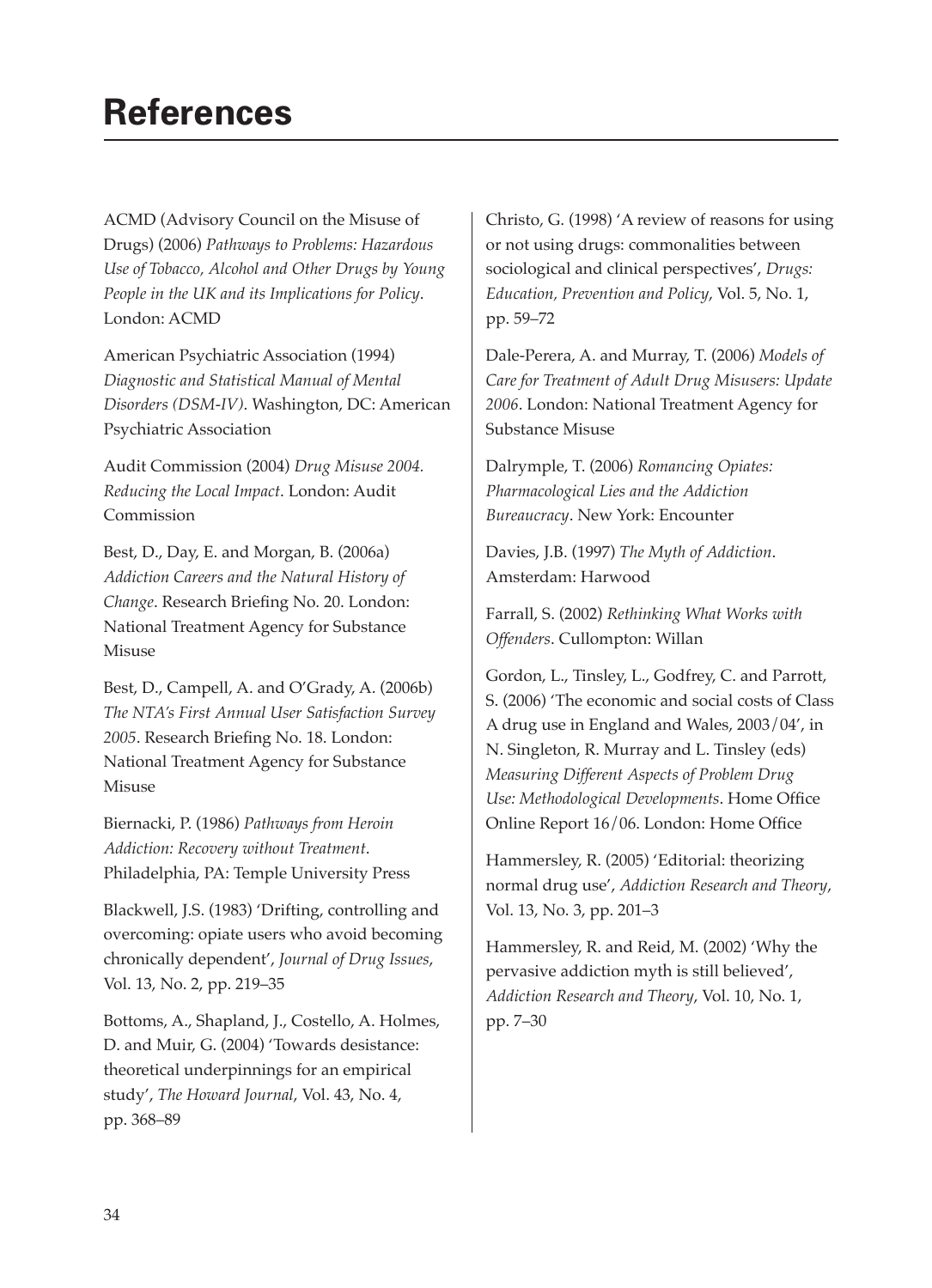# References

ACMD (Advisory Council on the Misuse of Drugs) (2006) *Pathways to Problems: Hazardous Use of Tobacco, Alcohol and Other Drugs by Young People in the UK and its Implications for Policy*. London: ACMD

American Psychiatric Association (1994) *Diagnostic and Statistical Manual of Mental Disorders (DSM-IV)*. Washington, DC: American Psychiatric Association

Audit Commission (2004) *Drug Misuse 2004. Reducing the Local Impact*. London: Audit Commission

Best, D., Day, E. and Morgan, B. (2006a) *Addiction Careers and the Natural History of Change*. Research Briefing No. 20. London: National Treatment Agency for Substance Misuse

Best, D., Campell, A. and O'Grady, A. (2006b) *The NTA's First Annual User Satisfaction Survey 2005*. Research Briefing No. 18. London: National Treatment Agency for Substance Misuse

Biernacki, P. (1986) *Pathways from Heroin Addiction: Recovery without Treatment*. Philadelphia, PA: Temple University Press

Blackwell, J.S. (1983) 'Drifting, controlling and overcoming: opiate users who avoid becoming chronically dependent', *Journal of Drug Issues*, Vol. 13, No. 2, pp. 219–35

Bottoms, A., Shapland, J., Costello, A. Holmes, D. and Muir, G. (2004) 'Towards desistance: theoretical underpinnings for an empirical study', *The Howard Journal*, Vol. 43, No. 4, pp. 368–89

Christo, G. (1998) 'A review of reasons for using or not using drugs: commonalities between sociological and clinical perspectives', *Drugs: Education, Prevention and Policy*, Vol. 5, No. 1, pp. 59–72

Dale-Perera, A. and Murray, T. (2006) *Models of Care for Treatment of Adult Drug Misusers: Update 2006*. London: National Treatment Agency for Substance Misuse

Dalrymple, T. (2006) *Romancing Opiates: Pharmacological Lies and the Addiction Bureaucracy*. New York: Encounter

Davies, J.B. (1997) *The Myth of Addiction*. Amsterdam: Harwood

Farrall, S. (2002) *Rethinking What Works with Offenders*. Cullompton: Willan

Gordon, L., Tinsley, L., Godfrey, C. and Parrott, S. (2006) 'The economic and social costs of Class A drug use in England and Wales, 2003/04', in N. Singleton, R. Murray and L. Tinsley (eds) *Measuring Different Aspects of Problem Drug Use: Methodological Developments*. Home Office Online Report 16/06. London: Home Office

Hammersley, R. (2005) 'Editorial: theorizing normal drug use', *Addiction Research and Theory*, Vol. 13, No. 3, pp. 201–3

Hammersley, R. and Reid, M. (2002) 'Why the pervasive addiction myth is still believed', *Addiction Research and Theory*, Vol. 10, No. 1, pp. 7–30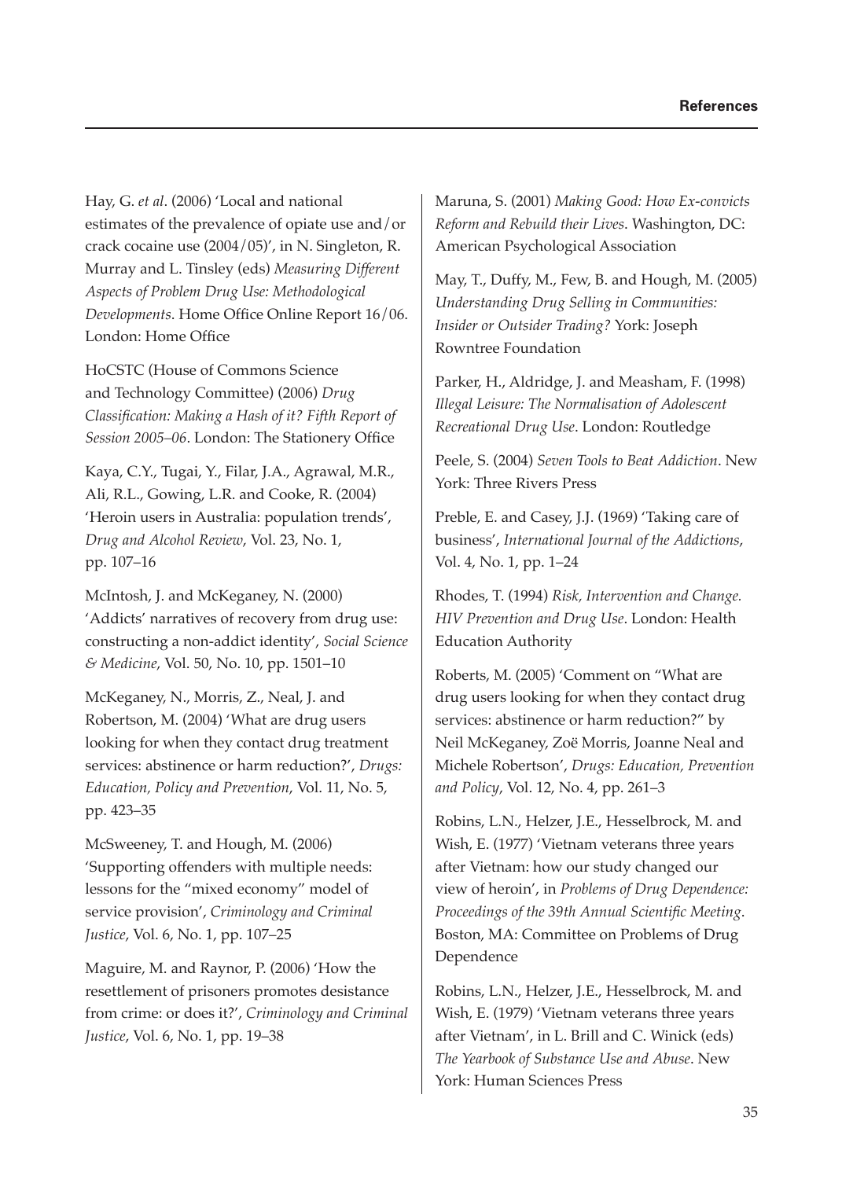Hay, G. *et al*. (2006) 'Local and national estimates of the prevalence of opiate use and/or crack cocaine use (2004/05)', in N. Singleton, R. Murray and L. Tinsley (eds) *Measuring Different Aspects of Problem Drug Use: Methodological Developments*. Home Office Online Report 16/06. London: Home Office

HoCSTC (House of Commons Science and Technology Committee) (2006) *Drug Classification: Making a Hash of it? Fifth Report of Session 2005–06*. London: The Stationery Office

Kaya, C.Y., Tugai, Y., Filar, J.A., Agrawal, M.R., Ali, R.L., Gowing, L.R. and Cooke, R. (2004) 'Heroin users in Australia: population trends', *Drug and Alcohol Review*, Vol. 23, No. 1, pp. 107–16

McIntosh, J. and McKeganey, N. (2000) 'Addicts' narratives of recovery from drug use: constructing a non-addict identity', *Social Science & Medicine*, Vol. 50, No. 10, pp. 1501–10

McKeganey, N., Morris, Z., Neal, J. and Robertson, M. (2004) 'What are drug users looking for when they contact drug treatment services: abstinence or harm reduction?', *Drugs: Education, Policy and Prevention*, Vol. 11, No. 5, pp. 423–35

McSweeney, T. and Hough, M. (2006) 'Supporting offenders with multiple needs: lessons for the "mixed economy" model of service provision', *Criminology and Criminal Justice*, Vol. 6, No. 1, pp. 107–25

Maguire, M. and Raynor, P. (2006) 'How the resettlement of prisoners promotes desistance from crime: or does it?', *Criminology and Criminal Justice*, Vol. 6, No. 1, pp. 19–38

Maruna, S. (2001) *Making Good: How Ex-convicts Reform and Rebuild their Lives*. Washington, DC: American Psychological Association

May, T., Duffy, M., Few, B. and Hough, M. (2005) *Understanding Drug Selling in Communities: Insider or Outsider Trading?* York: Joseph Rowntree Foundation

Parker, H., Aldridge, J. and Measham, F. (1998) *Illegal Leisure: The Normalisation of Adolescent Recreational Drug Use*. London: Routledge

Peele, S. (2004) *Seven Tools to Beat Addiction*. New York: Three Rivers Press

Preble, E. and Casey, J.J. (1969) 'Taking care of business', *International Journal of the Addictions*, Vol. 4, No. 1, pp. 1–24

Rhodes, T. (1994) *Risk, Intervention and Change. HIV Prevention and Drug Use*. London: Health Education Authority

Roberts, M. (2005) 'Comment on "What are drug users looking for when they contact drug services: abstinence or harm reduction?" by Neil McKeganey, Zoë Morris, Joanne Neal and Michele Robertson', *Drugs: Education, Prevention and Policy*, Vol. 12, No. 4, pp. 261–3

Robins, L.N., Helzer, J.E., Hesselbrock, M. and Wish, E. (1977) 'Vietnam veterans three years after Vietnam: how our study changed our view of heroin', in *Problems of Drug Dependence: Proceedings of the 39th Annual Scientific Meeting*. Boston, MA: Committee on Problems of Drug Dependence

Robins, L.N., Helzer, J.E., Hesselbrock, M. and Wish, E. (1979) 'Vietnam veterans three years after Vietnam', in L. Brill and C. Winick (eds) *The Yearbook of Substance Use and Abuse*. New York: Human Sciences Press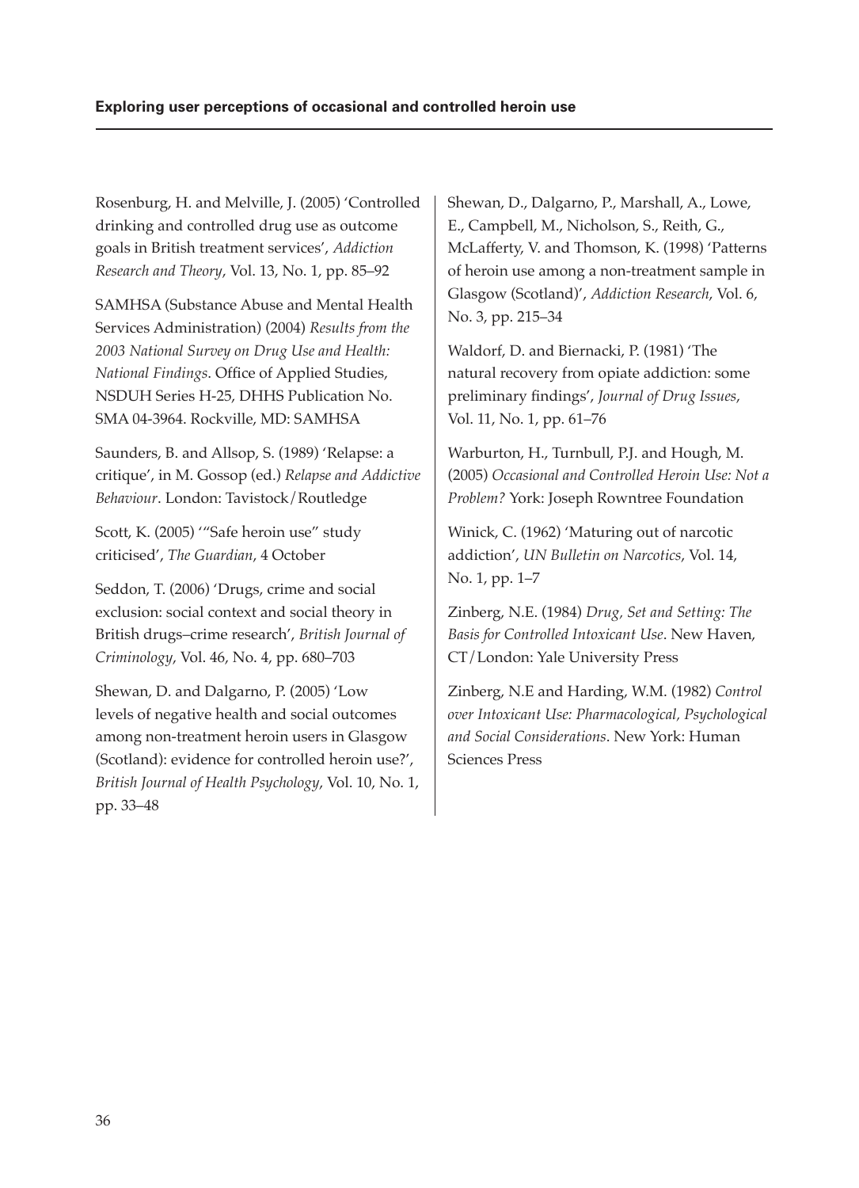Rosenburg, H. and Melville, J. (2005) 'Controlled drinking and controlled drug use as outcome goals in British treatment services', *Addiction Research and Theory*, Vol. 13, No. 1, pp. 85–92

SAMHSA (Substance Abuse and Mental Health Services Administration) (2004) *Results from the 2003 National Survey on Drug Use and Health: National Findings*. Office of Applied Studies, NSDUH Series H-25, DHHS Publication No. SMA 04-3964. Rockville, MD: SAMHSA

Saunders, B. and Allsop, S. (1989) 'Relapse: a critique', in M. Gossop (ed.) *Relapse and Addictive Behaviour*. London: Tavistock/Routledge

Scott, K. (2005) '"Safe heroin use" study criticised', *The Guardian*, 4 October

Seddon, T. (2006) 'Drugs, crime and social exclusion: social context and social theory in British drugs–crime research', *British Journal of Criminology*, Vol. 46, No. 4, pp. 680–703

Shewan, D. and Dalgarno, P. (2005) 'Low levels of negative health and social outcomes among non-treatment heroin users in Glasgow (Scotland): evidence for controlled heroin use?', *British Journal of Health Psychology*, Vol. 10, No. 1, pp. 33–48

Shewan, D., Dalgarno, P., Marshall, A., Lowe, E., Campbell, M., Nicholson, S., Reith, G., McLafferty, V. and Thomson, K. (1998) 'Patterns of heroin use among a non-treatment sample in Glasgow (Scotland)', *Addiction Research*, Vol. 6, No. 3, pp. 215–34

Waldorf, D. and Biernacki, P. (1981) 'The natural recovery from opiate addiction: some preliminary findings', *Journal of Drug Issues*, Vol. 11, No. 1, pp. 61–76

Warburton, H., Turnbull, P.J. and Hough, M. (2005) *Occasional and Controlled Heroin Use: Not a Problem?* York: Joseph Rowntree Foundation

Winick, C. (1962) 'Maturing out of narcotic addiction', *UN Bulletin on Narcotics*, Vol. 14, No. 1, pp. 1–7

Zinberg, N.E. (1984) *Drug, Set and Setting: The Basis for Controlled Intoxicant Use*. New Haven, CT/London: Yale University Press

Zinberg, N.E and Harding, W.M. (1982) *Control over Intoxicant Use: Pharmacological, Psychological and Social Considerations*. New York: Human Sciences Press